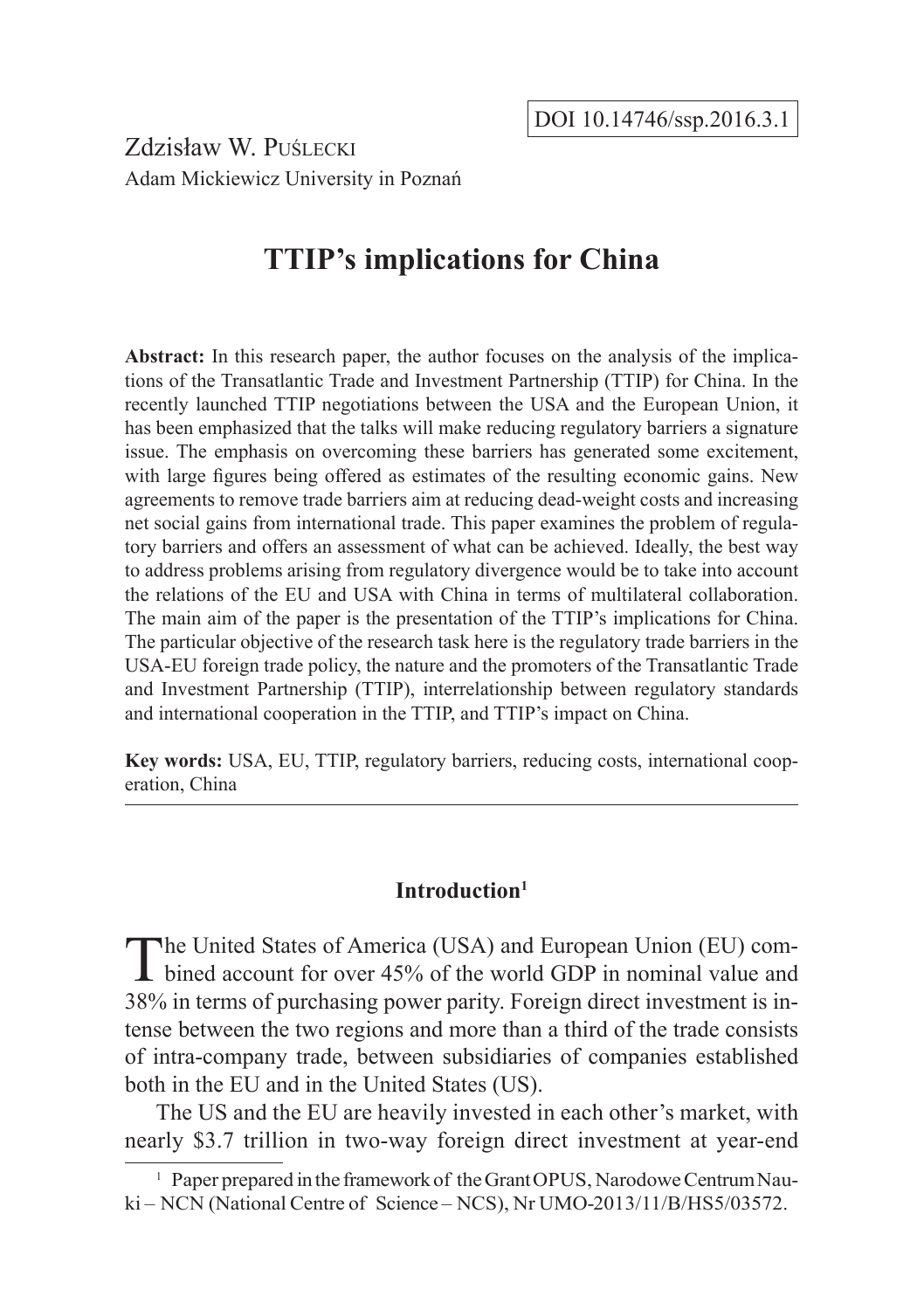DOI 10.14746/ssp.2016.3.1

Zdzisław W. Puślecki
Adam Mickiewicz University in Poznań

# TTIP's implications for China

**Abstract:** In this research paper, the author focuses on the analysis of the implications of the Transatlantic Trade and Investment Partnership (TTIP) for China. In the recently launched TTIP negotiations between the USA and the European Union, it has been emphasized that the talks will make reducing regulatory barriers a signature issue. The emphasis on overcoming these barriers has generated some excitement, with large figures being offered as estimates of the resulting economic gains. New agreements to remove trade barriers aim at reducing dead-weight costs and increasing net social gains from international trade. This paper examines the problem of regulatory barriers and offers an assessment of what can be achieved. Ideally, the best way to address problems arising from regulatory divergence would be to take into account the relations of the EU and USA with China in terms of multilateral collaboration. The main aim of the paper is the presentation of the TTIP's implications for China. The particular objective of the research task here is the regulatory trade barriers in the USA-EU foreign trade policy, the nature and the promoters of the Transatlantic Trade and Investment Partnership (TTIP), interrelationship between regulatory standards and international cooperation in the TTIP, and TTIP's impact on China.

**Key words:** USA, EU, TTIP, regulatory barriers, reducing costs, international cooperation, China

## Introduction[1]

The United States of America (USA) and European Union (EU) combined account for over 45% of the world GDP in nominal value and 38% in terms of purchasing power parity. Foreign direct investment is intense between the two regions and more than a third of the trade consists of intra-company trade, between subsidiaries of companies established both in the EU and in the United States (US).

The US and the EU are heavily invested in each other's market, with nearly $3.7 trillion in two-way foreign direct investment at year-end

[1] Paper prepared in the framework of the Grant OPUS, Narodowe Centrum Nauki – NCN (National Centre of Science – NCS), Nr UMO-2013/11/B/HS5/03572.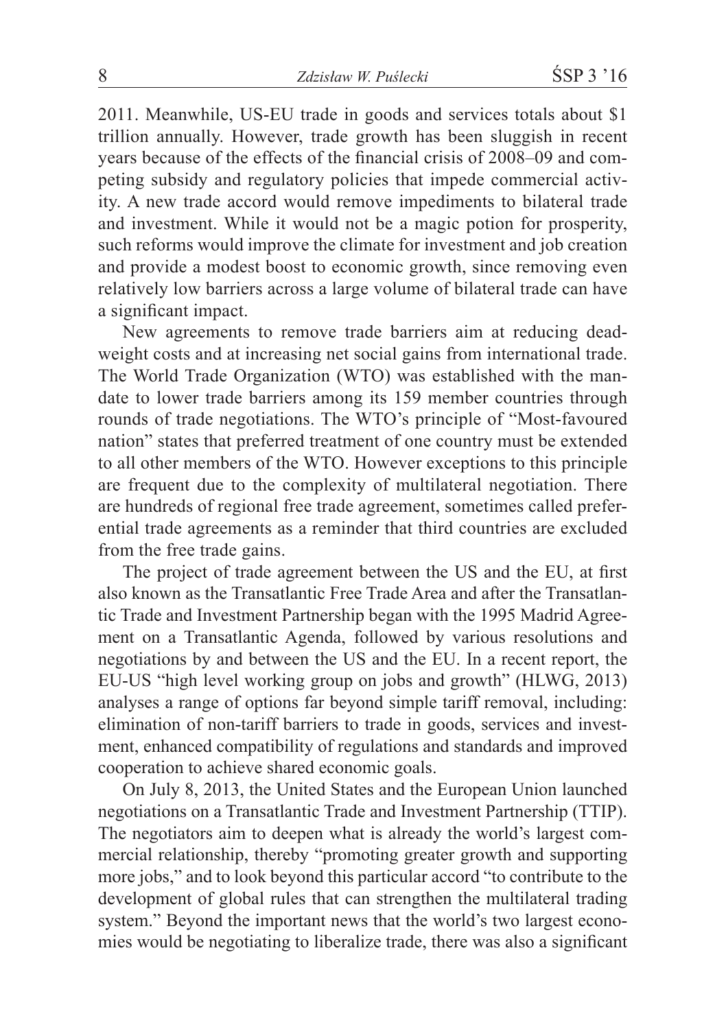2011. Meanwhile, US-EU trade in goods and services totals about $1 trillion annually. However, trade growth has been sluggish in recent years because of the effects of the financial crisis of 2008–09 and competing subsidy and regulatory policies that impede commercial activity. A new trade accord would remove impediments to bilateral trade and investment. While it would not be a magic potion for prosperity, such reforms would improve the climate for investment and job creation and provide a modest boost to economic growth, since removing even relatively low barriers across a large volume of bilateral trade can have a significant impact.

New agreements to remove trade barriers aim at reducing deadweight costs and at increasing net social gains from international trade. The World Trade Organization (WTO) was established with the mandate to lower trade barriers among its 159 member countries through rounds of trade negotiations. The WTO's principle of "Most-favoured nation" states that preferred treatment of one country must be extended to all other members of the WTO. However exceptions to this principle are frequent due to the complexity of multilateral negotiation. There are hundreds of regional free trade agreement, sometimes called preferential trade agreements as a reminder that third countries are excluded from the free trade gains.

The project of trade agreement between the US and the EU, at first also known as the Transatlantic Free Trade Area and after the Transatlantic Trade and Investment Partnership began with the 1995 Madrid Agreement on a Transatlantic Agenda, followed by various resolutions and negotiations by and between the US and the EU. In a recent report, the EU-US "high level working group on jobs and growth" (HLWG, 2013) analyses a range of options far beyond simple tariff removal, including: elimination of non-tariff barriers to trade in goods, services and investment, enhanced compatibility of regulations and standards and improved cooperation to achieve shared economic goals.

On July 8, 2013, the United States and the European Union launched negotiations on a Transatlantic Trade and Investment Partnership (TTIP). The negotiators aim to deepen what is already the world's largest commercial relationship, thereby "promoting greater growth and supporting more jobs," and to look beyond this particular accord "to contribute to the development of global rules that can strengthen the multilateral trading system." Beyond the important news that the world's two largest economies would be negotiating to liberalize trade, there was also a significant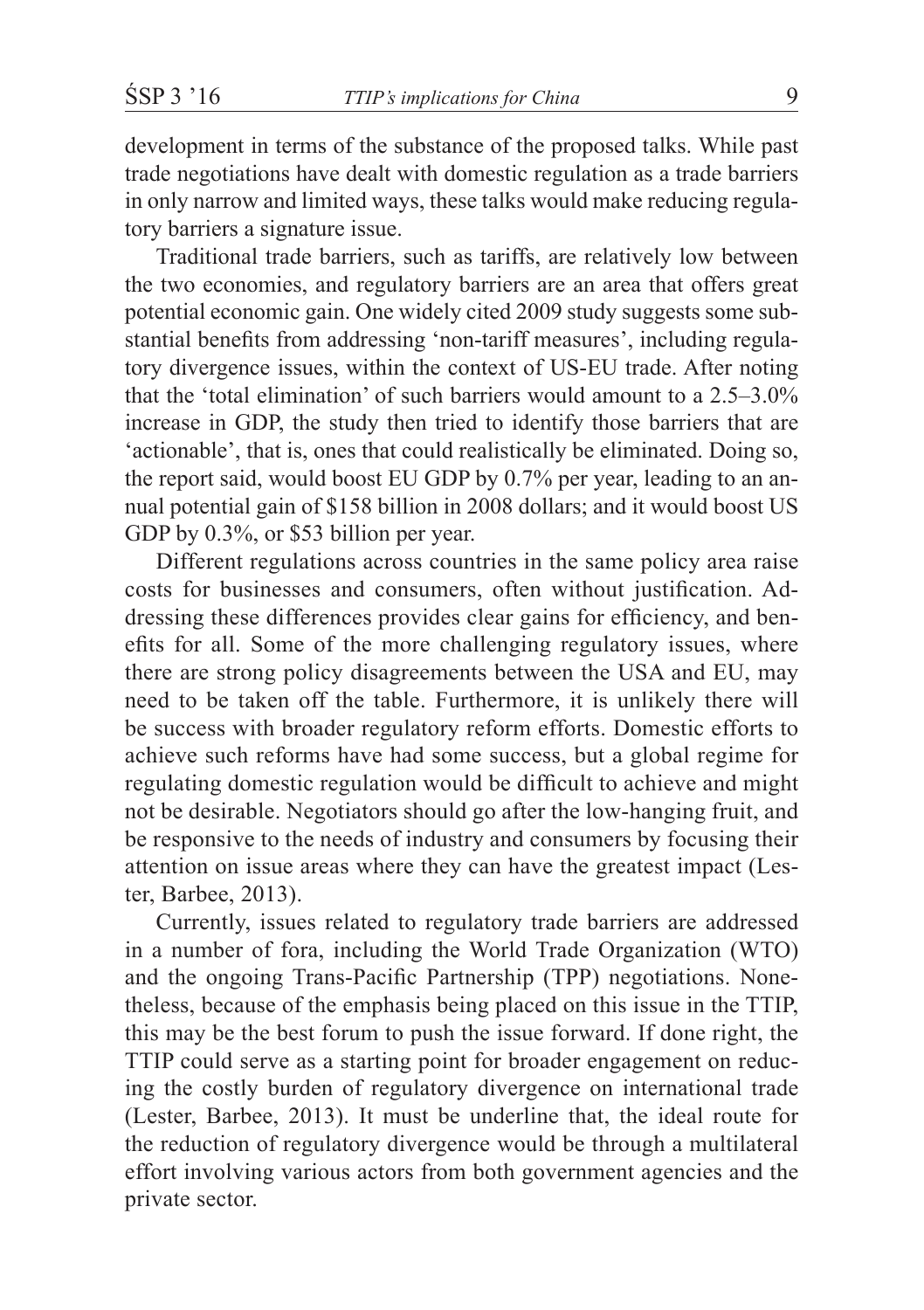development in terms of the substance of the proposed talks. While past trade negotiations have dealt with domestic regulation as a trade barriers in only narrow and limited ways, these talks would make reducing regulatory barriers a signature issue.

Traditional trade barriers, such as tariffs, are relatively low between the two economies, and regulatory barriers are an area that offers great potential economic gain. One widely cited 2009 study suggests some substantial benefits from addressing 'non-tariff measures', including regulatory divergence issues, within the context of US-EU trade. After noting that the 'total elimination' of such barriers would amount to a 2.5–3.0% increase in GDP, the study then tried to identify those barriers that are 'actionable', that is, ones that could realistically be eliminated. Doing so, the report said, would boost EU GDP by 0.7% per year, leading to an annual potential gain of $158 billion in 2008 dollars; and it would boost US GDP by 0.3%, or $53 billion per year.

Different regulations across countries in the same policy area raise costs for businesses and consumers, often without justification. Addressing these differences provides clear gains for efficiency, and benefits for all. Some of the more challenging regulatory issues, where there are strong policy disagreements between the USA and EU, may need to be taken off the table. Furthermore, it is unlikely there will be success with broader regulatory reform efforts. Domestic efforts to achieve such reforms have had some success, but a global regime for regulating domestic regulation would be difficult to achieve and might not be desirable. Negotiators should go after the low-hanging fruit, and be responsive to the needs of industry and consumers by focusing their attention on issue areas where they can have the greatest impact (Lester, Barbee, 2013).

Currently, issues related to regulatory trade barriers are addressed in a number of fora, including the World Trade Organization (WTO) and the ongoing Trans-Pacific Partnership (TPP) negotiations. Nonetheless, because of the emphasis being placed on this issue in the TTIP, this may be the best forum to push the issue forward. If done right, the TTIP could serve as a starting point for broader engagement on reducing the costly burden of regulatory divergence on international trade (Lester, Barbee, 2013). It must be underline that, the ideal route for the reduction of regulatory divergence would be through a multilateral effort involving various actors from both government agencies and the private sector.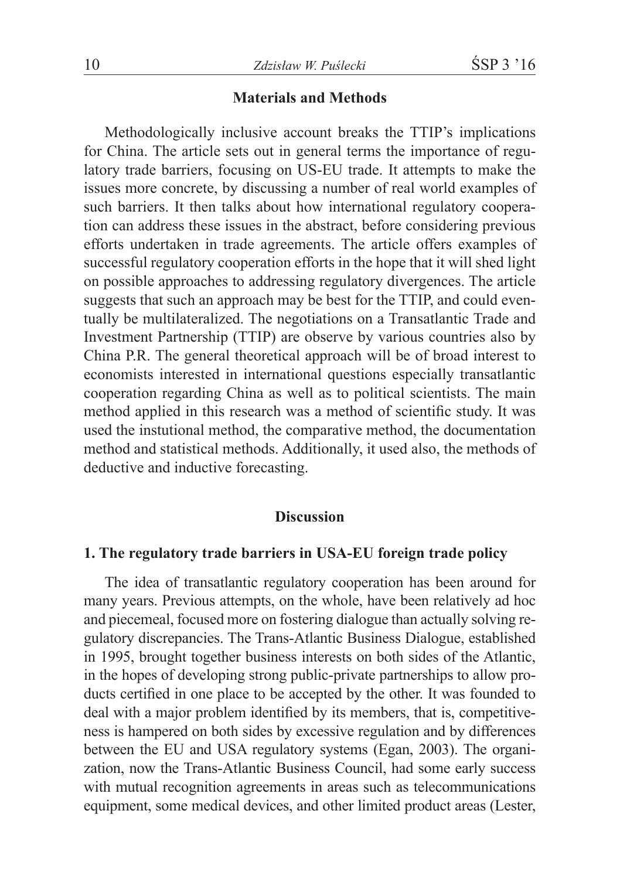## Materials and Methods

Methodologically inclusive account breaks the TTIP's implications for China. The article sets out in general terms the importance of regulatory trade barriers, focusing on US-EU trade. It attempts to make the issues more concrete, by discussing a number of real world examples of such barriers. It then talks about how international regulatory cooperation can address these issues in the abstract, before considering previous efforts undertaken in trade agreements. The article offers examples of successful regulatory cooperation efforts in the hope that it will shed light on possible approaches to addressing regulatory divergences. The article suggests that such an approach may be best for the TTIP, and could eventually be multilateralized. The negotiations on a Transatlantic Trade and Investment Partnership (TTIP) are observe by various countries also by China P.R. The general theoretical approach will be of broad interest to economists interested in international questions especially transatlantic cooperation regarding China as well as to political scientists. The main method applied in this research was a method of scientific study. It was used the instutional method, the comparative method, the documentation method and statistical methods. Additionally, it used also, the methods of deductive and inductive forecasting.

## Discussion

### 1. The regulatory trade barriers in USA-EU foreign trade policy

The idea of transatlantic regulatory cooperation has been around for many years. Previous attempts, on the whole, have been relatively ad hoc and piecemeal, focused more on fostering dialogue than actually solving regulatory discrepancies. The Trans-Atlantic Business Dialogue, established in 1995, brought together business interests on both sides of the Atlantic, in the hopes of developing strong public-private partnerships to allow products certified in one place to be accepted by the other. It was founded to deal with a major problem identified by its members, that is, competitiveness is hampered on both sides by excessive regulation and by differences between the EU and USA regulatory systems (Egan, 2003). The organization, now the Trans-Atlantic Business Council, had some early success with mutual recognition agreements in areas such as telecommunications equipment, some medical devices, and other limited product areas (Lester,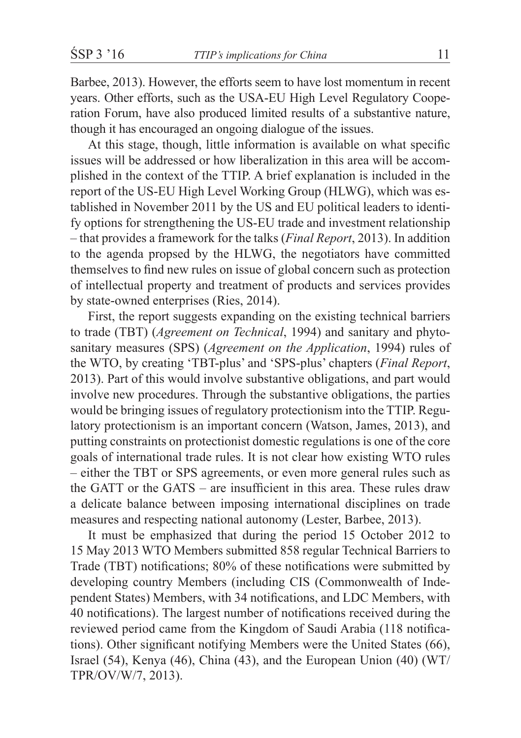Barbee, 2013). However, the efforts seem to have lost momentum in recent years. Other efforts, such as the USA-EU High Level Regulatory Cooperation Forum, have also produced limited results of a substantive nature, though it has encouraged an ongoing dialogue of the issues.

At this stage, though, little information is available on what specific issues will be addressed or how liberalization in this area will be accomplished in the context of the TTIP. A brief explanation is included in the report of the US-EU High Level Working Group (HLWG), which was established in November 2011 by the US and EU political leaders to identify options for strengthening the US-EU trade and investment relationship – that provides a framework for the talks (*Final Report*, 2013). In addition to the agenda propsed by the HLWG, the negotiators have committed themselves to find new rules on issue of global concern such as protection of intellectual property and treatment of products and services provides by state-owned enterprises (Ries, 2014).

First, the report suggests expanding on the existing technical barriers to trade (TBT) (*Agreement on Technical*, 1994) and sanitary and phytosanitary measures (SPS) (*Agreement on the Application*, 1994) rules of the WTO, by creating 'TBT-plus' and 'SPS-plus' chapters (*Final Report*, 2013). Part of this would involve substantive obligations, and part would involve new procedures. Through the substantive obligations, the parties would be bringing issues of regulatory protectionism into the TTIP. Regulatory protectionism is an important concern (Watson, James, 2013), and putting constraints on protectionist domestic regulations is one of the core goals of international trade rules. It is not clear how existing WTO rules – either the TBT or SPS agreements, or even more general rules such as the GATT or the GATS – are insufficient in this area. These rules draw a delicate balance between imposing international disciplines on trade measures and respecting national autonomy (Lester, Barbee, 2013).

It must be emphasized that during the period 15 October 2012 to 15 May 2013 WTO Members submitted 858 regular Technical Barriers to Trade (TBT) notifications; 80% of these notifications were submitted by developing country Members (including CIS (Commonwealth of Independent States) Members, with 34 notifications, and LDC Members, with 40 notifications). The largest number of notifications received during the reviewed period came from the Kingdom of Saudi Arabia (118 notifications). Other significant notifying Members were the United States (66), Israel (54), Kenya (46), China (43), and the European Union (40) (WT/TPR/OV/W/7, 2013).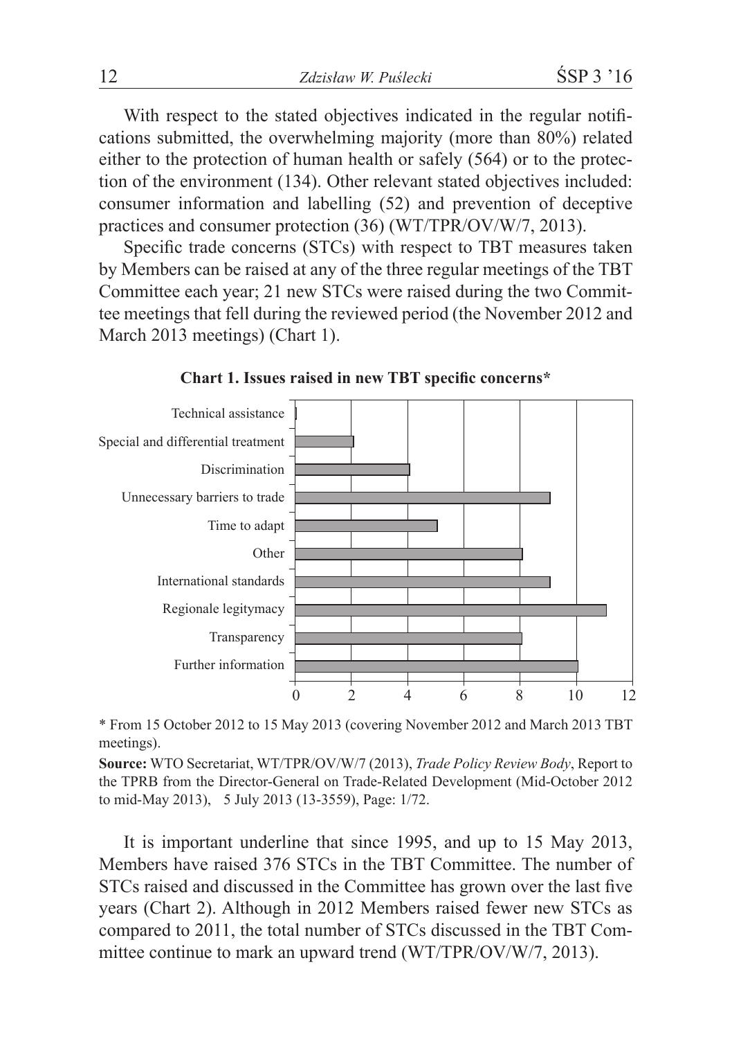With respect to the stated objectives indicated in the regular notifications submitted, the overwhelming majority (more than 80%) related either to the protection of human health or safely (564) or to the protection of the environment (134). Other relevant stated objectives included: consumer information and labelling (52) and prevention of deceptive practices and consumer protection (36) (WT/TPR/OV/W/7, 2013).

Specific trade concerns (STCs) with respect to TBT measures taken by Members can be raised at any of the three regular meetings of the TBT Committee each year; 21 new STCs were raised during the two Committee meetings that fell during the reviewed period (the November 2012 and March 2013 meetings) (Chart 1).

**Chart 1. Issues raised in new TBT specific concerns***

| Issue | Value |
|---|---|
| Technical assistance | 0 |
| Special and differential treatment | 2 |
| Discrimination | 4 |
| Unnecessary barriers to trade | 9 |
| Time to adapt | 5 |
| Other | 8 |
| International standards | 9 |
| Regionale legitymacy | 11 |
| Transparency | 8 |
| Further information | 10 |

\* From 15 October 2012 to 15 May 2013 (covering November 2012 and March 2013 TBT meetings).

**Source:** WTO Secretariat, WT/TPR/OV/W/7 (2013), *Trade Policy Review Body*, Report to the TPRB from the Director-General on Trade-Related Development (Mid-October 2012 to mid-May 2013), 5 July 2013 (13-3559), Page: 1/72.

It is important underline that since 1995, and up to 15 May 2013, Members have raised 376 STCs in the TBT Committee. The number of STCs raised and discussed in the Committee has grown over the last five years (Chart 2). Although in 2012 Members raised fewer new STCs as compared to 2011, the total number of STCs discussed in the TBT Committee continue to mark an upward trend (WT/TPR/OV/W/7, 2013).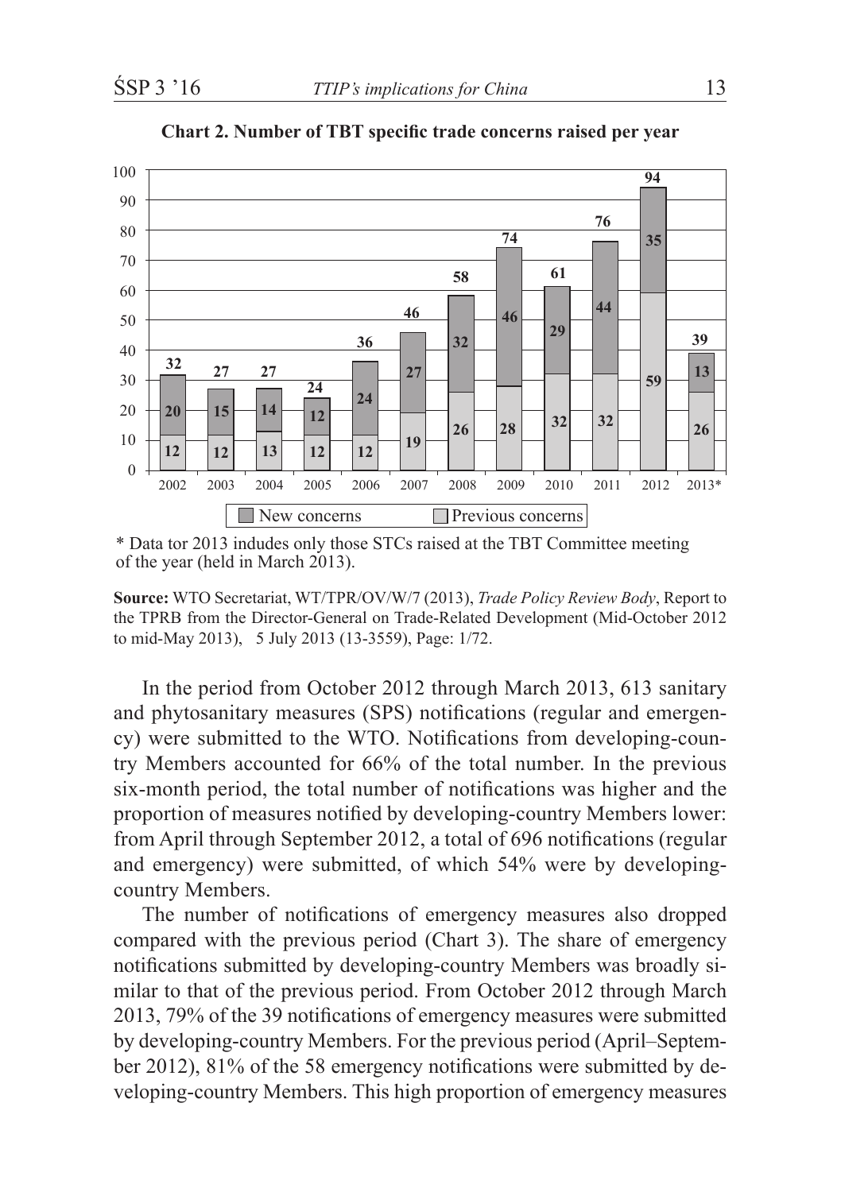**Chart 2. Number of TBT specific trade concerns raised per year**

| Year | New concerns | Previous concerns | Total |
|---|---|---|---|
| 2002 | 20 | 12 | 32 |
| 2003 | 15 | 12 | 27 |
| 2004 | 14 | 13 | 27 |
| 2005 | 12 | 12 | 24 |
| 2006 | 24 | 12 | 36 |
| 2007 | 27 | 19 | 46 |
| 2008 | 32 | 26 | 58 |
| 2009 | 46 | 28 | 74 |
| 2010 | 29 | 32 | 61 |
| 2011 | 44 | 32 | 76 |
| 2012 | 35 | 59 | 94 |
| 2013* | 13 | 26 | 39 |

* Data tor 2013 indudes only those STCs raised at the TBT Committee meeting of the year (held in March 2013).

**Source:** WTO Secretariat, WT/TPR/OV/W/7 (2013), *Trade Policy Review Body*, Report to the TPRB from the Director-General on Trade-Related Development (Mid-October 2012 to mid-May 2013), 5 July 2013 (13-3559), Page: 1/72.

In the period from October 2012 through March 2013, 613 sanitary and phytosanitary measures (SPS) notifications (regular and emergency) were submitted to the WTO. Notifications from developing-country Members accounted for 66% of the total number. In the previous six-month period, the total number of notifications was higher and the proportion of measures notified by developing-country Members lower: from April through September 2012, a total of 696 notifications (regular and emergency) were submitted, of which 54% were by developing-country Members.

The number of notifications of emergency measures also dropped compared with the previous period (Chart 3). The share of emergency notifications submitted by developing-country Members was broadly similar to that of the previous period. From October 2012 through March 2013, 79% of the 39 notifications of emergency measures were submitted by developing-country Members. For the previous period (April–September 2012), 81% of the 58 emergency notifications were submitted by developing-country Members. This high proportion of emergency measures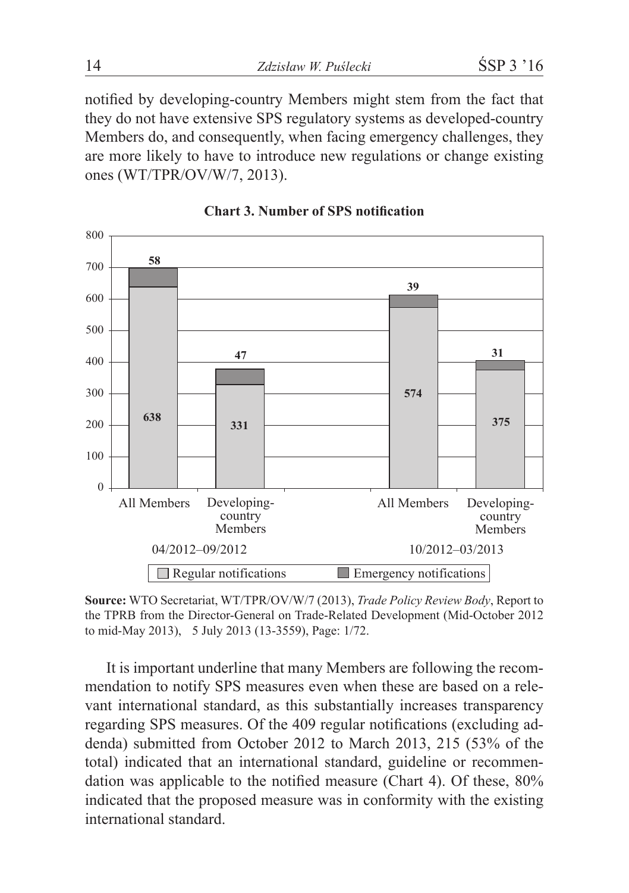notified by developing-country Members might stem from the fact that they do not have extensive SPS regulatory systems as developed-country Members do, and consequently, when facing emergency challenges, they are more likely to have to introduce new regulations or change existing ones (WT/TPR/OV/W/7, 2013).

**Chart 3. Number of SPS notification**

| Period | Group | Regular notifications | Emergency notifications |
|---|---|---|---|
| 04/2012–09/2012 | All Members | 638 | 58 |
| 04/2012–09/2012 | Developing-country Members | 331 | 47 |
| 10/2012–03/2013 | All Members | 574 | 39 |
| 10/2012–03/2013 | Developing-country Members | 375 | 31 |

**Source:** WTO Secretariat, WT/TPR/OV/W/7 (2013), *Trade Policy Review Body*, Report to the TPRB from the Director-General on Trade-Related Development (Mid-October 2012 to mid-May 2013), 5 July 2013 (13-3559), Page: 1/72.

It is important underline that many Members are following the recommendation to notify SPS measures even when these are based on a relevant international standard, as this substantially increases transparency regarding SPS measures. Of the 409 regular notifications (excluding addenda) submitted from October 2012 to March 2013, 215 (53% of the total) indicated that an international standard, guideline or recommendation was applicable to the notified measure (Chart 4). Of these, 80% indicated that the proposed measure was in conformity with the existing international standard.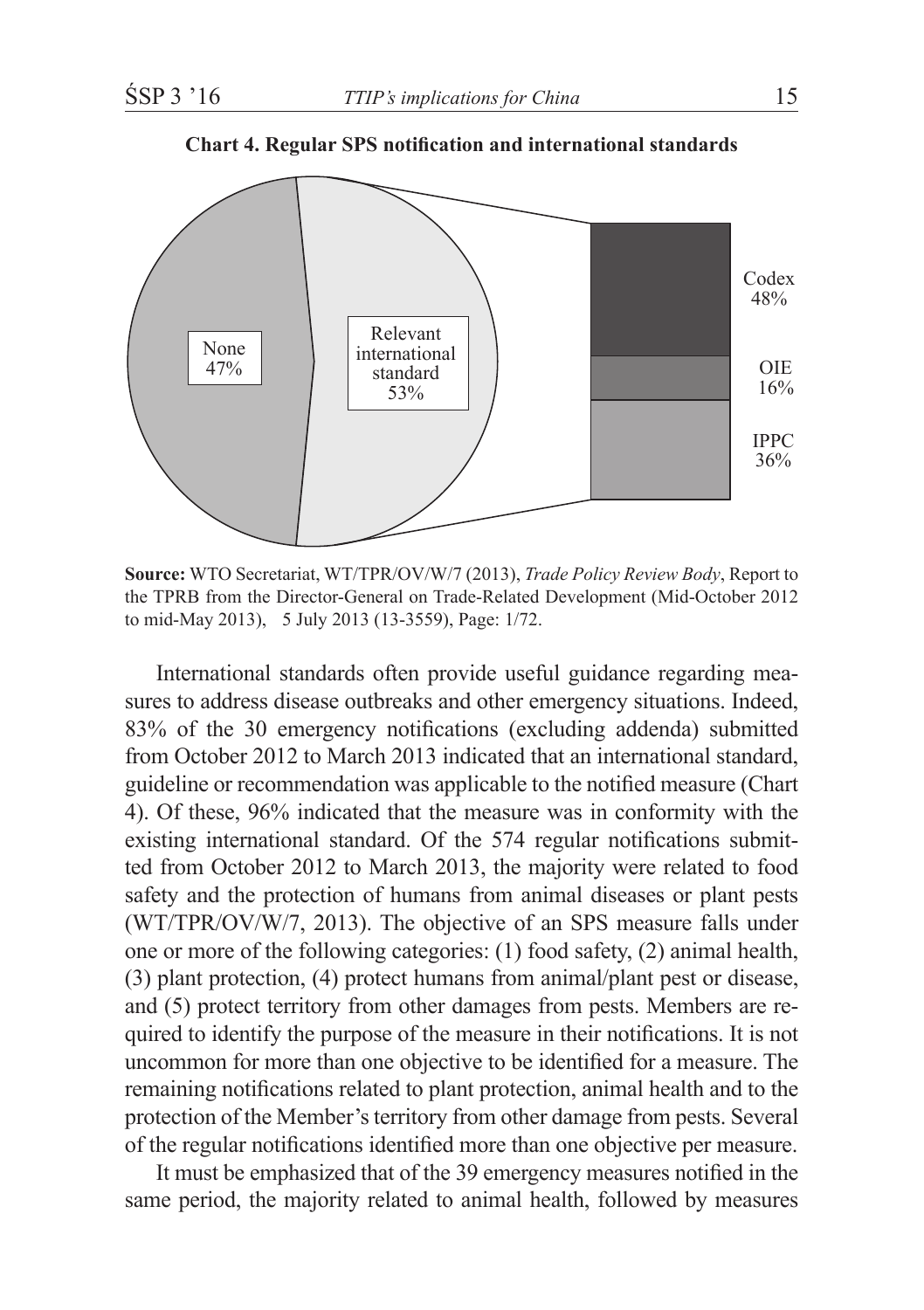**Chart 4. Regular SPS notification and international standards**

None 47%

Relevant international standard 53%

Codex 48%

OIE 16%

IPPC 36%

**Source:** WTO Secretariat, WT/TPR/OV/W/7 (2013), *Trade Policy Review Body*, Report to the TPRB from the Director-General on Trade-Related Development (Mid-October 2012 to mid-May 2013), 5 July 2013 (13-3559), Page: 1/72.

International standards often provide useful guidance regarding measures to address disease outbreaks and other emergency situations. Indeed, 83% of the 30 emergency notifications (excluding addenda) submitted from October 2012 to March 2013 indicated that an international standard, guideline or recommendation was applicable to the notified measure (Chart 4). Of these, 96% indicated that the measure was in conformity with the existing international standard. Of the 574 regular notifications submitted from October 2012 to March 2013, the majority were related to food safety and the protection of humans from animal diseases or plant pests (WT/TPR/OV/W/7, 2013). The objective of an SPS measure falls under one or more of the following categories: (1) food safety, (2) animal health, (3) plant protection, (4) protect humans from animal/plant pest or disease, and (5) protect territory from other damages from pests. Members are required to identify the purpose of the measure in their notifications. It is not uncommon for more than one objective to be identified for a measure. The remaining notifications related to plant protection, animal health and to the protection of the Member's territory from other damage from pests. Several of the regular notifications identified more than one objective per measure.

It must be emphasized that of the 39 emergency measures notified in the same period, the majority related to animal health, followed by measures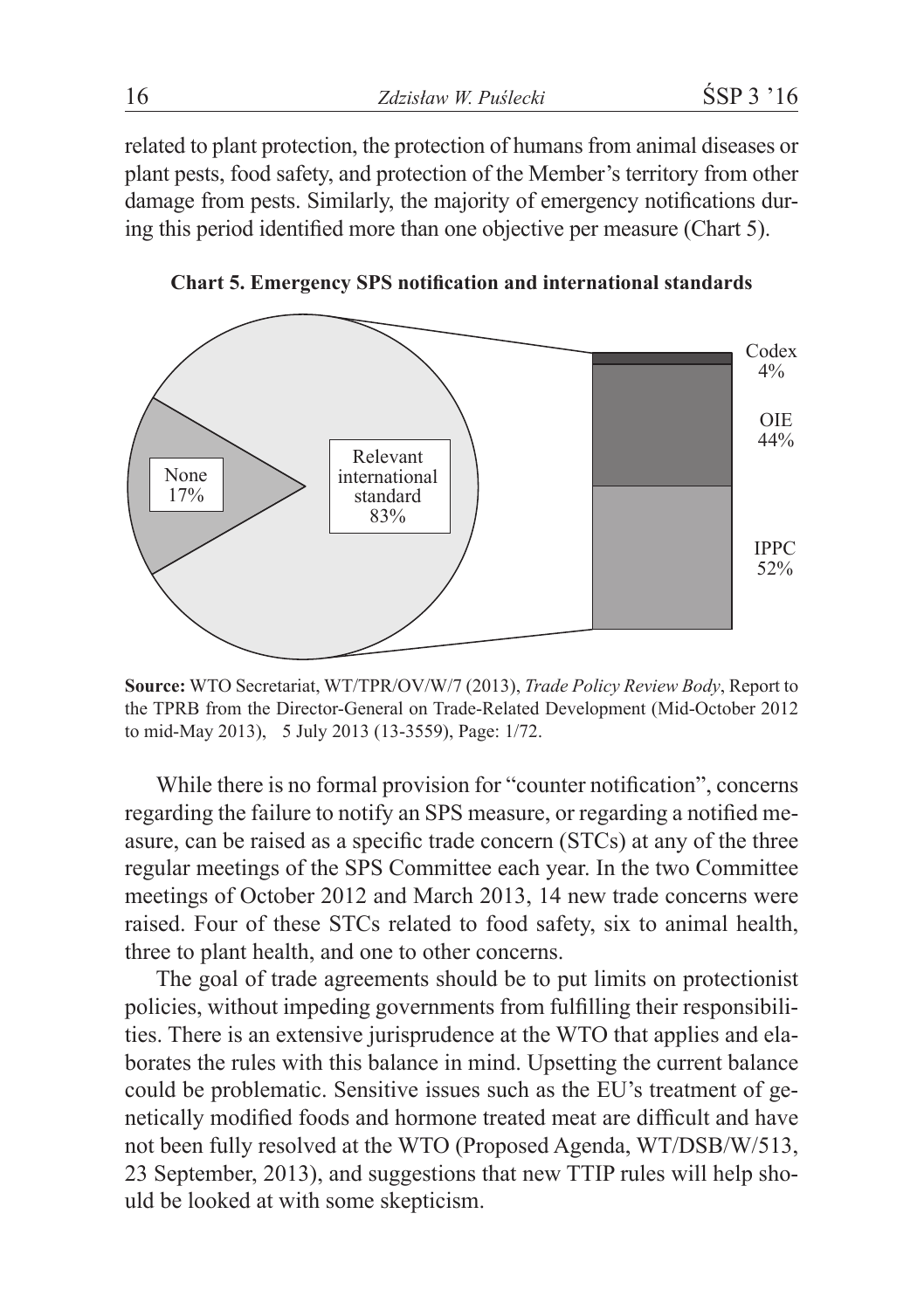related to plant protection, the protection of humans from animal diseases or plant pests, food safety, and protection of the Member's territory from other damage from pests. Similarly, the majority of emergency notifications during this period identified more than one objective per measure (Chart 5).

**Chart 5. Emergency SPS notification and international standards**

| Category | Share |
|---|---|
| None | 17% |
| Relevant international standard | 83% |

| Relevant international standard – breakdown | Share |
|---|---|
| Codex | 4% |
| OIE | 44% |
| IPPC | 52% |

**Source:** WTO Secretariat, WT/TPR/OV/W/7 (2013), *Trade Policy Review Body*, Report to the TPRB from the Director-General on Trade-Related Development (Mid-October 2012 to mid-May 2013), 5 July 2013 (13-3559), Page: 1/72.

While there is no formal provision for "counter notification", concerns regarding the failure to notify an SPS measure, or regarding a notified measure, can be raised as a specific trade concern (STCs) at any of the three regular meetings of the SPS Committee each year. In the two Committee meetings of October 2012 and March 2013, 14 new trade concerns were raised. Four of these STCs related to food safety, six to animal health, three to plant health, and one to other concerns.

The goal of trade agreements should be to put limits on protectionist policies, without impeding governments from fulfilling their responsibilities. There is an extensive jurisprudence at the WTO that applies and elaborates the rules with this balance in mind. Upsetting the current balance could be problematic. Sensitive issues such as the EU's treatment of genetically modified foods and hormone treated meat are difficult and have not been fully resolved at the WTO (Proposed Agenda, WT/DSB/W/513, 23 September, 2013), and suggestions that new TTIP rules will help should be looked at with some skepticism.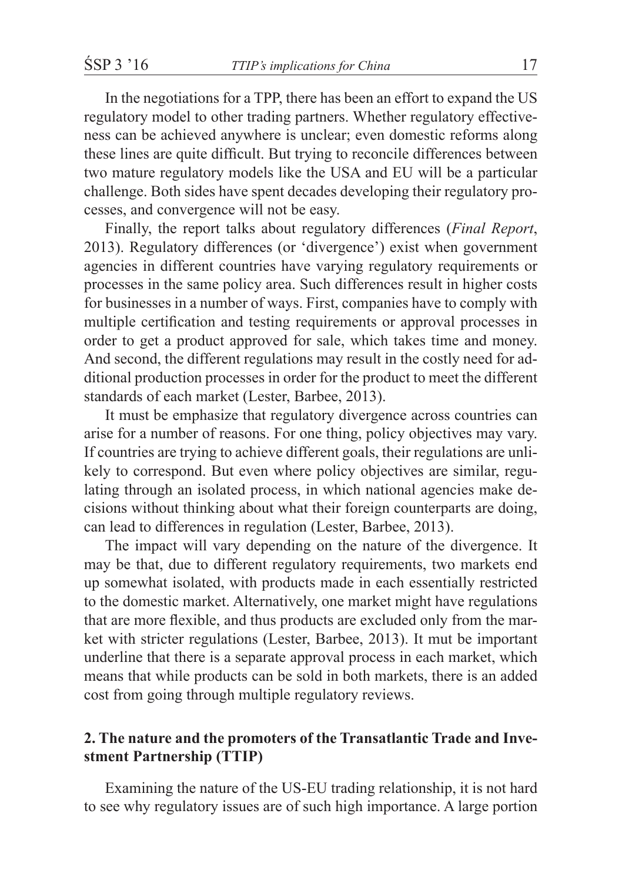In the negotiations for a TPP, there has been an effort to expand the US regulatory model to other trading partners. Whether regulatory effectiveness can be achieved anywhere is unclear; even domestic reforms along these lines are quite difficult. But trying to reconcile differences between two mature regulatory models like the USA and EU will be a particular challenge. Both sides have spent decades developing their regulatory processes, and convergence will not be easy.

Finally, the report talks about regulatory differences (*Final Report*, 2013). Regulatory differences (or 'divergence') exist when government agencies in different countries have varying regulatory requirements or processes in the same policy area. Such differences result in higher costs for businesses in a number of ways. First, companies have to comply with multiple certification and testing requirements or approval processes in order to get a product approved for sale, which takes time and money. And second, the different regulations may result in the costly need for additional production processes in order for the product to meet the different standards of each market (Lester, Barbee, 2013).

It must be emphasize that regulatory divergence across countries can arise for a number of reasons. For one thing, policy objectives may vary. If countries are trying to achieve different goals, their regulations are unlikely to correspond. But even where policy objectives are similar, regulating through an isolated process, in which national agencies make decisions without thinking about what their foreign counterparts are doing, can lead to differences in regulation (Lester, Barbee, 2013).

The impact will vary depending on the nature of the divergence. It may be that, due to different regulatory requirements, two markets end up somewhat isolated, with products made in each essentially restricted to the domestic market. Alternatively, one market might have regulations that are more flexible, and thus products are excluded only from the market with stricter regulations (Lester, Barbee, 2013). It mut be important underline that there is a separate approval process in each market, which means that while products can be sold in both markets, there is an added cost from going through multiple regulatory reviews.

## 2. The nature and the promoters of the Transatlantic Trade and Investment Partnership (TTIP)

Examining the nature of the US-EU trading relationship, it is not hard to see why regulatory issues are of such high importance. A large portion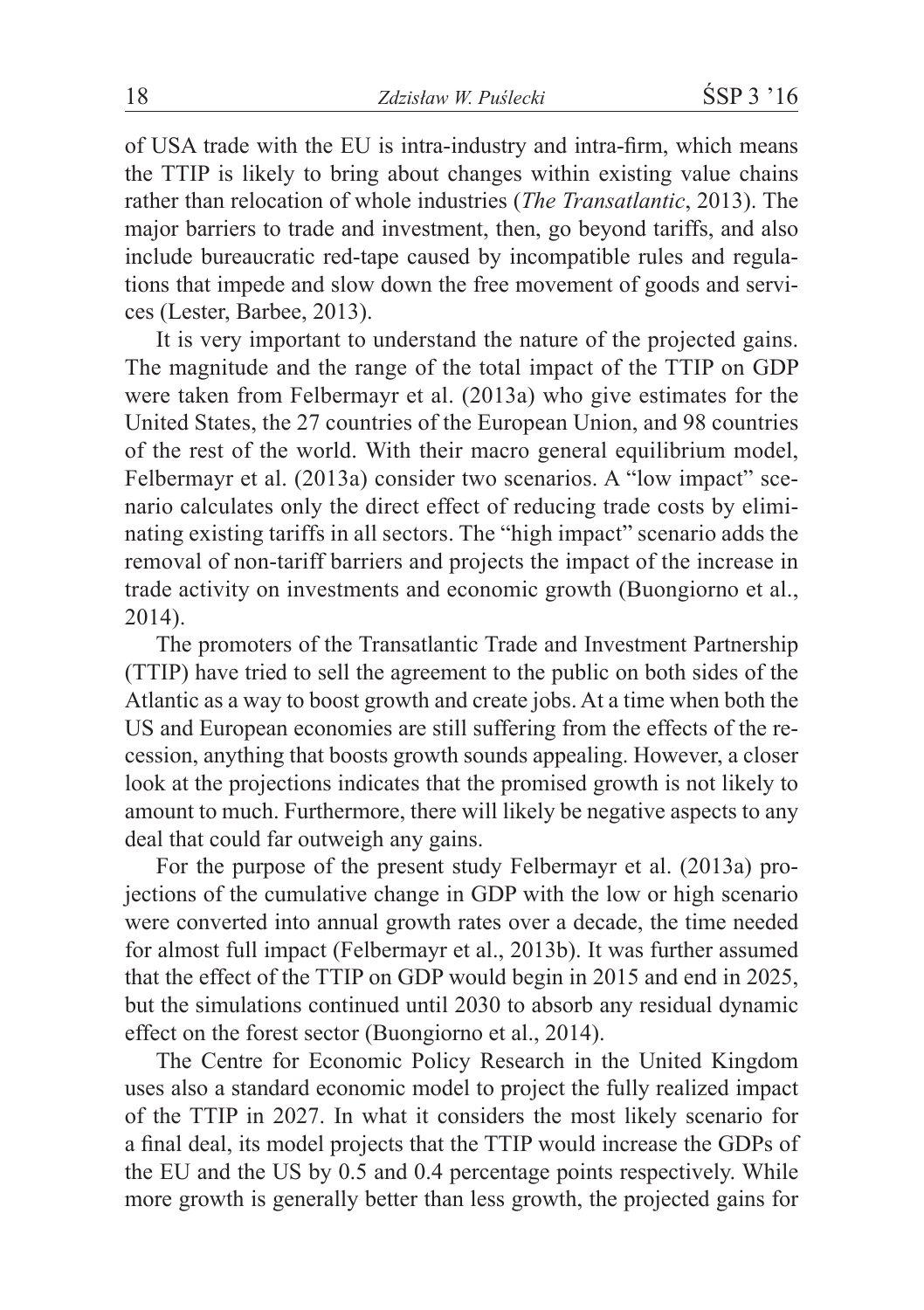of USA trade with the EU is intra-industry and intra-firm, which means the TTIP is likely to bring about changes within existing value chains rather than relocation of whole industries (*The Transatlantic*, 2013). The major barriers to trade and investment, then, go beyond tariffs, and also include bureaucratic red-tape caused by incompatible rules and regulations that impede and slow down the free movement of goods and services (Lester, Barbee, 2013).

It is very important to understand the nature of the projected gains. The magnitude and the range of the total impact of the TTIP on GDP were taken from Felbermayr et al. (2013a) who give estimates for the United States, the 27 countries of the European Union, and 98 countries of the rest of the world. With their macro general equilibrium model, Felbermayr et al. (2013a) consider two scenarios. A "low impact" scenario calculates only the direct effect of reducing trade costs by eliminating existing tariffs in all sectors. The "high impact" scenario adds the removal of non-tariff barriers and projects the impact of the increase in trade activity on investments and economic growth (Buongiorno et al., 2014).

The promoters of the Transatlantic Trade and Investment Partnership (TTIP) have tried to sell the agreement to the public on both sides of the Atlantic as a way to boost growth and create jobs. At a time when both the US and European economies are still suffering from the effects of the recession, anything that boosts growth sounds appealing. However, a closer look at the projections indicates that the promised growth is not likely to amount to much. Furthermore, there will likely be negative aspects to any deal that could far outweigh any gains.

For the purpose of the present study Felbermayr et al. (2013a) projections of the cumulative change in GDP with the low or high scenario were converted into annual growth rates over a decade, the time needed for almost full impact (Felbermayr et al., 2013b). It was further assumed that the effect of the TTIP on GDP would begin in 2015 and end in 2025, but the simulations continued until 2030 to absorb any residual dynamic effect on the forest sector (Buongiorno et al., 2014).

The Centre for Economic Policy Research in the United Kingdom uses also a standard economic model to project the fully realized impact of the TTIP in 2027. In what it considers the most likely scenario for a final deal, its model projects that the TTIP would increase the GDPs of the EU and the US by 0.5 and 0.4 percentage points respectively. While more growth is generally better than less growth, the projected gains for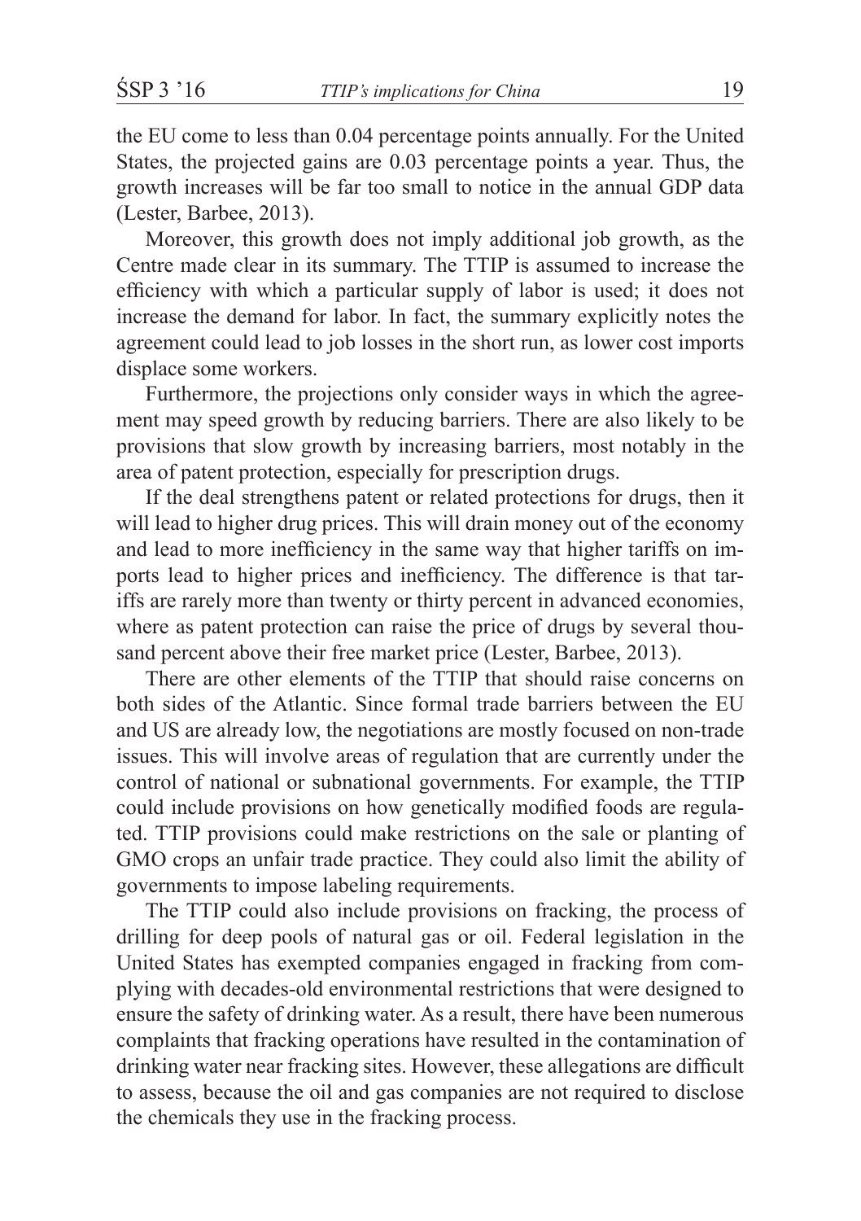the EU come to less than 0.04 percentage points annually. For the United States, the projected gains are 0.03 percentage points a year. Thus, the growth increases will be far too small to notice in the annual GDP data (Lester, Barbee, 2013).

Moreover, this growth does not imply additional job growth, as the Centre made clear in its summary. The TTIP is assumed to increase the efficiency with which a particular supply of labor is used; it does not increase the demand for labor. In fact, the summary explicitly notes the agreement could lead to job losses in the short run, as lower cost imports displace some workers.

Furthermore, the projections only consider ways in which the agreement may speed growth by reducing barriers. There are also likely to be provisions that slow growth by increasing barriers, most notably in the area of patent protection, especially for prescription drugs.

If the deal strengthens patent or related protections for drugs, then it will lead to higher drug prices. This will drain money out of the economy and lead to more inefficiency in the same way that higher tariffs on imports lead to higher prices and inefficiency. The difference is that tariffs are rarely more than twenty or thirty percent in advanced economies, where as patent protection can raise the price of drugs by several thousand percent above their free market price (Lester, Barbee, 2013).

There are other elements of the TTIP that should raise concerns on both sides of the Atlantic. Since formal trade barriers between the EU and US are already low, the negotiations are mostly focused on non-trade issues. This will involve areas of regulation that are currently under the control of national or subnational governments. For example, the TTIP could include provisions on how genetically modified foods are regulated. TTIP provisions could make restrictions on the sale or planting of GMO crops an unfair trade practice. They could also limit the ability of governments to impose labeling requirements.

The TTIP could also include provisions on fracking, the process of drilling for deep pools of natural gas or oil. Federal legislation in the United States has exempted companies engaged in fracking from complying with decades-old environmental restrictions that were designed to ensure the safety of drinking water. As a result, there have been numerous complaints that fracking operations have resulted in the contamination of drinking water near fracking sites. However, these allegations are difficult to assess, because the oil and gas companies are not required to disclose the chemicals they use in the fracking process.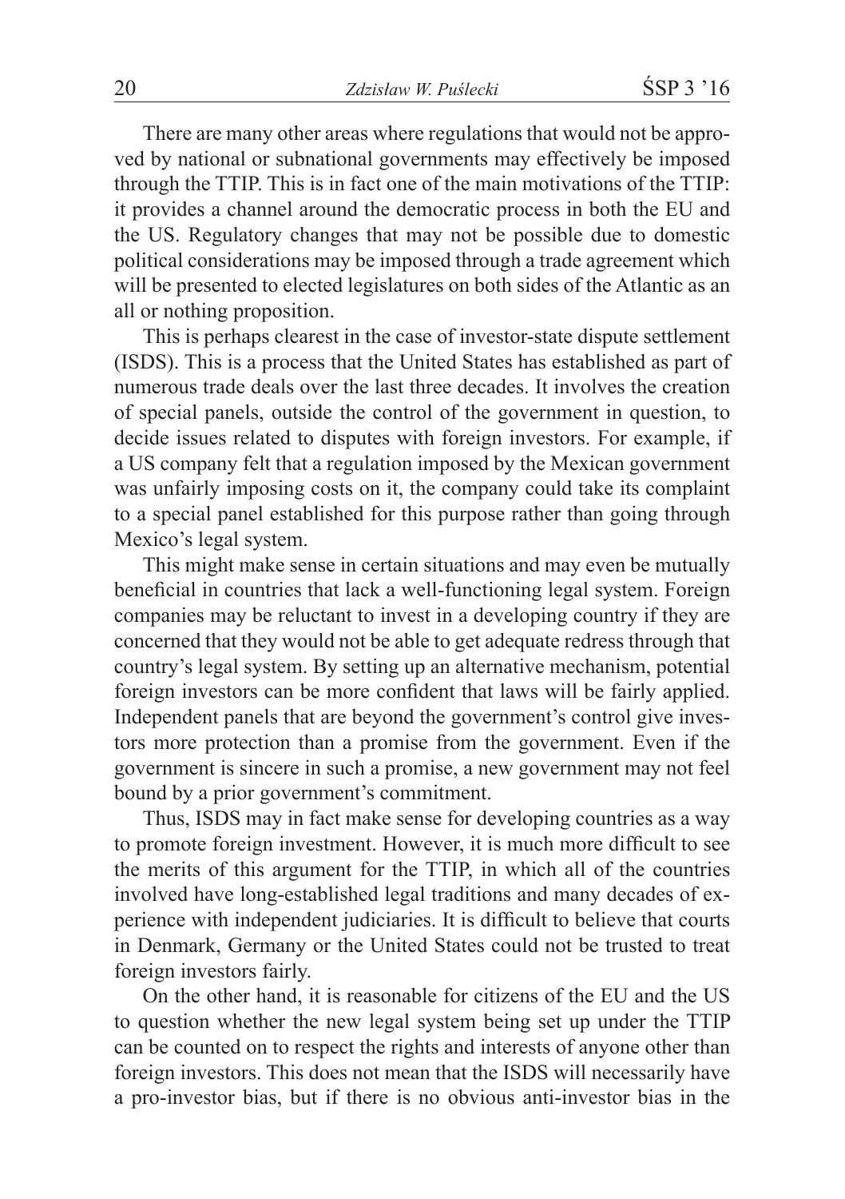There are many other areas where regulations that would not be approved by national or subnational governments may effectively be imposed through the TTIP. This is in fact one of the main motivations of the TTIP: it provides a channel around the democratic process in both the EU and the US. Regulatory changes that may not be possible due to domestic political considerations may be imposed through a trade agreement which will be presented to elected legislatures on both sides of the Atlantic as an all or nothing proposition.

This is perhaps clearest in the case of investor-state dispute settlement (ISDS). This is a process that the United States has established as part of numerous trade deals over the last three decades. It involves the creation of special panels, outside the control of the government in question, to decide issues related to disputes with foreign investors. For example, if a US company felt that a regulation imposed by the Mexican government was unfairly imposing costs on it, the company could take its complaint to a special panel established for this purpose rather than going through Mexico's legal system.

This might make sense in certain situations and may even be mutually beneficial in countries that lack a well-functioning legal system. Foreign companies may be reluctant to invest in a developing country if they are concerned that they would not be able to get adequate redress through that country's legal system. By setting up an alternative mechanism, potential foreign investors can be more confident that laws will be fairly applied. Independent panels that are beyond the government's control give investors more protection than a promise from the government. Even if the government is sincere in such a promise, a new government may not feel bound by a prior government's commitment.

Thus, ISDS may in fact make sense for developing countries as a way to promote foreign investment. However, it is much more difficult to see the merits of this argument for the TTIP, in which all of the countries involved have long-established legal traditions and many decades of experience with independent judiciaries. It is difficult to believe that courts in Denmark, Germany or the United States could not be trusted to treat foreign investors fairly.

On the other hand, it is reasonable for citizens of the EU and the US to question whether the new legal system being set up under the TTIP can be counted on to respect the rights and interests of anyone other than foreign investors. This does not mean that the ISDS will necessarily have a pro-investor bias, but if there is no obvious anti-investor bias in the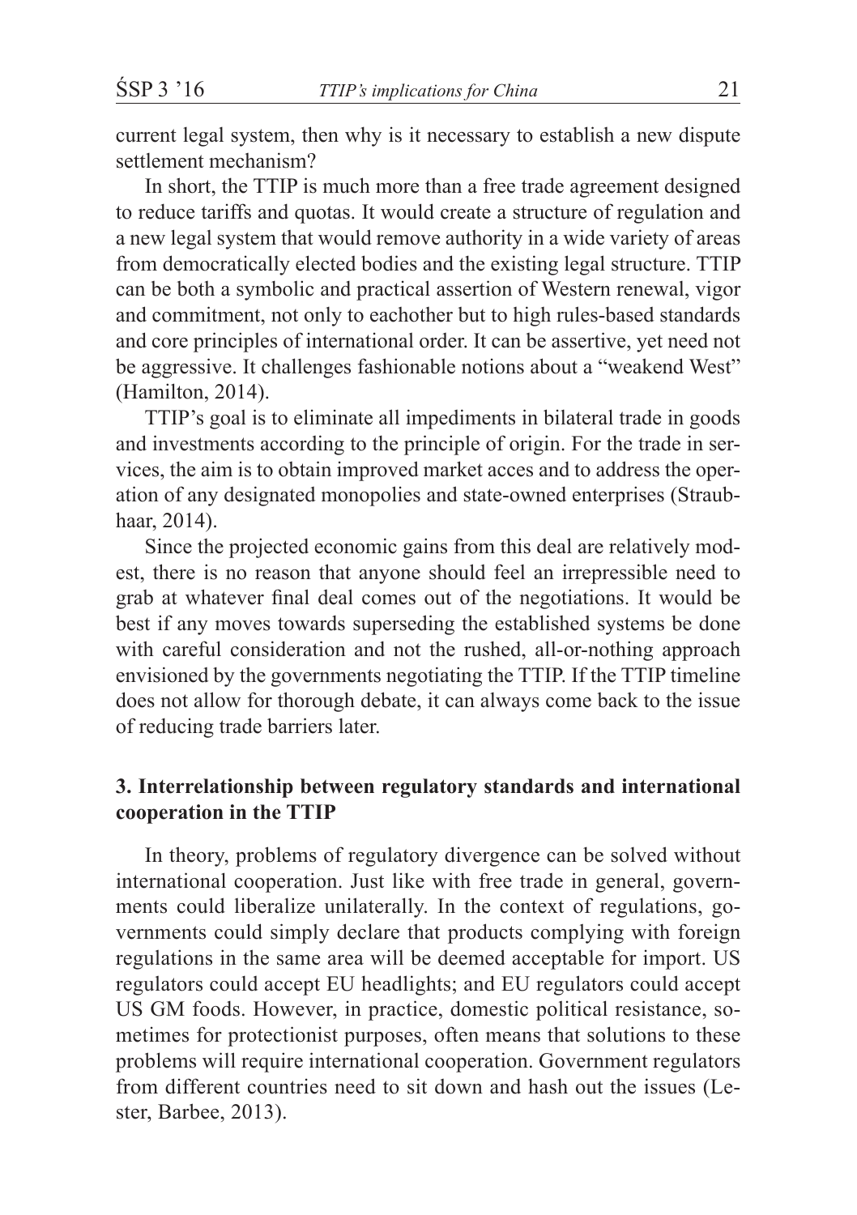current legal system, then why is it necessary to establish a new dispute settlement mechanism?

In short, the TTIP is much more than a free trade agreement designed to reduce tariffs and quotas. It would create a structure of regulation and a new legal system that would remove authority in a wide variety of areas from democratically elected bodies and the existing legal structure. TTIP can be both a symbolic and practical assertion of Western renewal, vigor and commitment, not only to eachother but to high rules-based standards and core principles of international order. It can be assertive, yet need not be aggressive. It challenges fashionable notions about a "weakend West" (Hamilton, 2014).

TTIP's goal is to eliminate all impediments in bilateral trade in goods and investments according to the principle of origin. For the trade in services, the aim is to obtain improved market acces and to address the operation of any designated monopolies and state-owned enterprises (Straubhaar, 2014).

Since the projected economic gains from this deal are relatively modest, there is no reason that anyone should feel an irrepressible need to grab at whatever final deal comes out of the negotiations. It would be best if any moves towards superseding the established systems be done with careful consideration and not the rushed, all-or-nothing approach envisioned by the governments negotiating the TTIP. If the TTIP timeline does not allow for thorough debate, it can always come back to the issue of reducing trade barriers later.

## 3. Interrelationship between regulatory standards and international cooperation in the TTIP

In theory, problems of regulatory divergence can be solved without international cooperation. Just like with free trade in general, governments could liberalize unilaterally. In the context of regulations, governments could simply declare that products complying with foreign regulations in the same area will be deemed acceptable for import. US regulators could accept EU headlights; and EU regulators could accept US GM foods. However, in practice, domestic political resistance, sometimes for protectionist purposes, often means that solutions to these problems will require international cooperation. Government regulators from different countries need to sit down and hash out the issues (Lester, Barbee, 2013).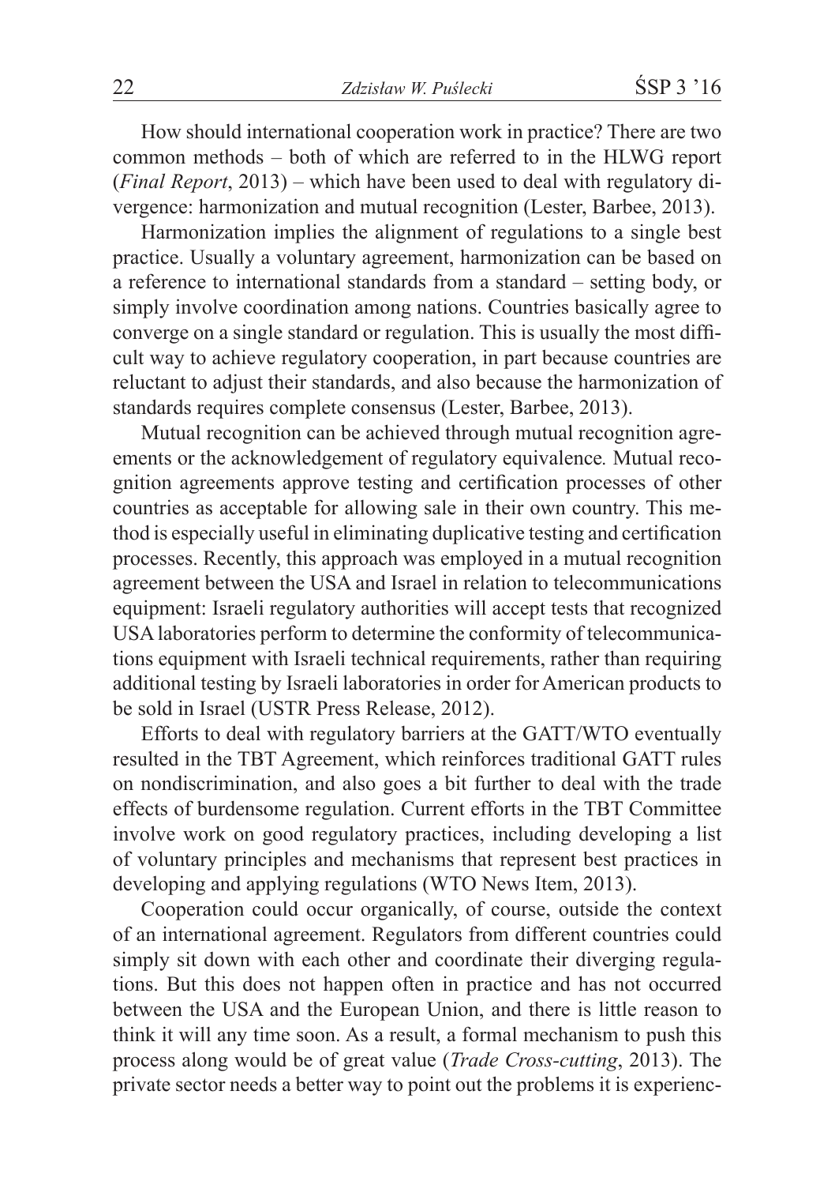How should international cooperation work in practice? There are two common methods – both of which are referred to in the HLWG report (*Final Report*, 2013) – which have been used to deal with regulatory divergence: harmonization and mutual recognition (Lester, Barbee, 2013).

Harmonization implies the alignment of regulations to a single best practice. Usually a voluntary agreement, harmonization can be based on a reference to international standards from a standard – setting body, or simply involve coordination among nations. Countries basically agree to converge on a single standard or regulation. This is usually the most difficult way to achieve regulatory cooperation, in part because countries are reluctant to adjust their standards, and also because the harmonization of standards requires complete consensus (Lester, Barbee, 2013).

Mutual recognition can be achieved through mutual recognition agreements or the acknowledgement of regulatory equivalence. Mutual recognition agreements approve testing and certification processes of other countries as acceptable for allowing sale in their own country. This method is especially useful in eliminating duplicative testing and certification processes. Recently, this approach was employed in a mutual recognition agreement between the USA and Israel in relation to telecommunications equipment: Israeli regulatory authorities will accept tests that recognized USA laboratories perform to determine the conformity of telecommunications equipment with Israeli technical requirements, rather than requiring additional testing by Israeli laboratories in order for American products to be sold in Israel (USTR Press Release, 2012).

Efforts to deal with regulatory barriers at the GATT/WTO eventually resulted in the TBT Agreement, which reinforces traditional GATT rules on nondiscrimination, and also goes a bit further to deal with the trade effects of burdensome regulation. Current efforts in the TBT Committee involve work on good regulatory practices, including developing a list of voluntary principles and mechanisms that represent best practices in developing and applying regulations (WTO News Item, 2013).

Cooperation could occur organically, of course, outside the context of an international agreement. Regulators from different countries could simply sit down with each other and coordinate their diverging regulations. But this does not happen often in practice and has not occurred between the USA and the European Union, and there is little reason to think it will any time soon. As a result, a formal mechanism to push this process along would be of great value (*Trade Cross-cutting*, 2013). The private sector needs a better way to point out the problems it is experienc-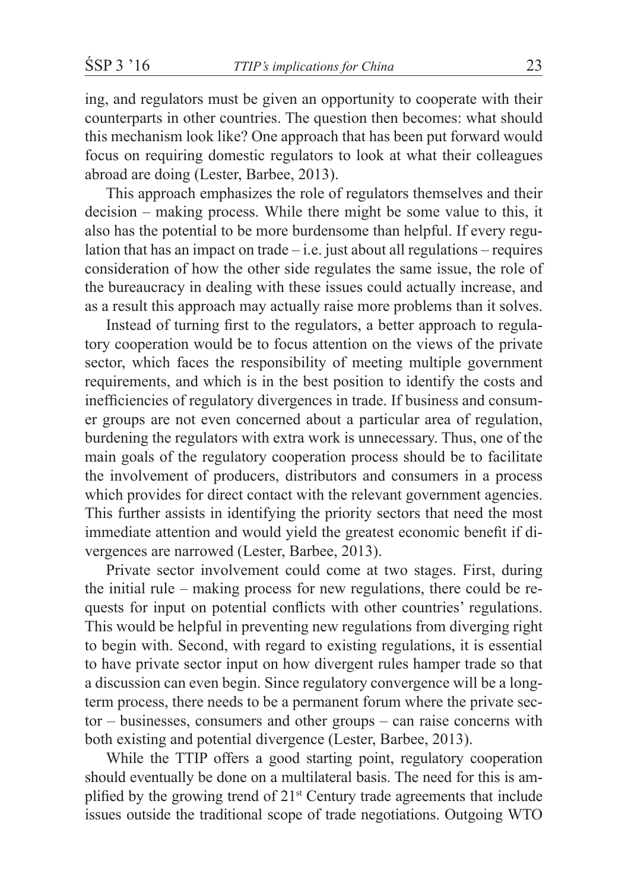ing, and regulators must be given an opportunity to cooperate with their counterparts in other countries. The question then becomes: what should this mechanism look like? One approach that has been put forward would focus on requiring domestic regulators to look at what their colleagues abroad are doing (Lester, Barbee, 2013).

This approach emphasizes the role of regulators themselves and their decision – making process. While there might be some value to this, it also has the potential to be more burdensome than helpful. If every regulation that has an impact on trade – i.e. just about all regulations – requires consideration of how the other side regulates the same issue, the role of the bureaucracy in dealing with these issues could actually increase, and as a result this approach may actually raise more problems than it solves.

Instead of turning first to the regulators, a better approach to regulatory cooperation would be to focus attention on the views of the private sector, which faces the responsibility of meeting multiple government requirements, and which is in the best position to identify the costs and inefficiencies of regulatory divergences in trade. If business and consumer groups are not even concerned about a particular area of regulation, burdening the regulators with extra work is unnecessary. Thus, one of the main goals of the regulatory cooperation process should be to facilitate the involvement of producers, distributors and consumers in a process which provides for direct contact with the relevant government agencies. This further assists in identifying the priority sectors that need the most immediate attention and would yield the greatest economic benefit if divergences are narrowed (Lester, Barbee, 2013).

Private sector involvement could come at two stages. First, during the initial rule – making process for new regulations, there could be requests for input on potential conflicts with other countries' regulations. This would be helpful in preventing new regulations from diverging right to begin with. Second, with regard to existing regulations, it is essential to have private sector input on how divergent rules hamper trade so that a discussion can even begin. Since regulatory convergence will be a long-term process, there needs to be a permanent forum where the private sector – businesses, consumers and other groups – can raise concerns with both existing and potential divergence (Lester, Barbee, 2013).

While the TTIP offers a good starting point, regulatory cooperation should eventually be done on a multilateral basis. The need for this is amplified by the growing trend of 21st Century trade agreements that include issues outside the traditional scope of trade negotiations. Outgoing WTO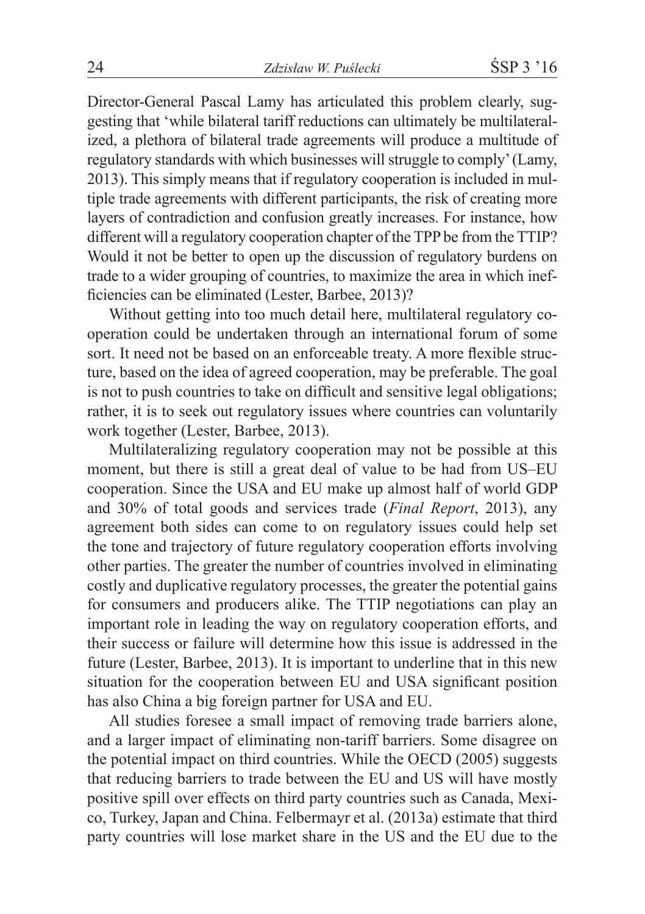Director-General Pascal Lamy has articulated this problem clearly, suggesting that 'while bilateral tariff reductions can ultimately be multilateralized, a plethora of bilateral trade agreements will produce a multitude of regulatory standards with which businesses will struggle to comply' (Lamy, 2013). This simply means that if regulatory cooperation is included in multiple trade agreements with different participants, the risk of creating more layers of contradiction and confusion greatly increases. For instance, how different will a regulatory cooperation chapter of the TPP be from the TTIP? Would it not be better to open up the discussion of regulatory burdens on trade to a wider grouping of countries, to maximize the area in which inefficiencies can be eliminated (Lester, Barbee, 2013)?

Without getting into too much detail here, multilateral regulatory cooperation could be undertaken through an international forum of some sort. It need not be based on an enforceable treaty. A more flexible structure, based on the idea of agreed cooperation, may be preferable. The goal is not to push countries to take on difficult and sensitive legal obligations; rather, it is to seek out regulatory issues where countries can voluntarily work together (Lester, Barbee, 2013).

Multilateralizing regulatory cooperation may not be possible at this moment, but there is still a great deal of value to be had from US–EU cooperation. Since the USA and EU make up almost half of world GDP and 30% of total goods and services trade (*Final Report*, 2013), any agreement both sides can come to on regulatory issues could help set the tone and trajectory of future regulatory cooperation efforts involving other parties. The greater the number of countries involved in eliminating costly and duplicative regulatory processes, the greater the potential gains for consumers and producers alike. The TTIP negotiations can play an important role in leading the way on regulatory cooperation efforts, and their success or failure will determine how this issue is addressed in the future (Lester, Barbee, 2013). It is important to underline that in this new situation for the cooperation between EU and USA significant position has also China a big foreign partner for USA and EU.

All studies foresee a small impact of removing trade barriers alone, and a larger impact of eliminating non-tariff barriers. Some disagree on the potential impact on third countries. While the OECD (2005) suggests that reducing barriers to trade between the EU and US will have mostly positive spill over effects on third party countries such as Canada, Mexico, Turkey, Japan and China. Felbermayr et al. (2013a) estimate that third party countries will lose market share in the US and the EU due to the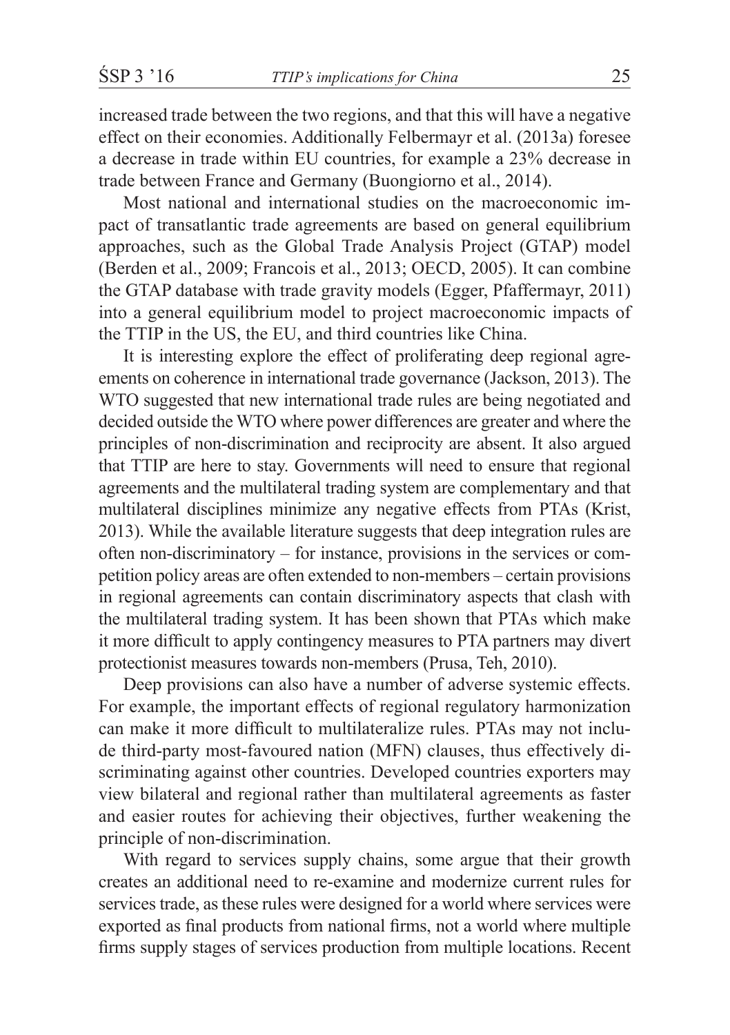increased trade between the two regions, and that this will have a negative effect on their economies. Additionally Felbermayr et al. (2013a) foresee a decrease in trade within EU countries, for example a 23% decrease in trade between France and Germany (Buongiorno et al., 2014).

Most national and international studies on the macroeconomic impact of transatlantic trade agreements are based on general equilibrium approaches, such as the Global Trade Analysis Project (GTAP) model (Berden et al., 2009; Francois et al., 2013; OECD, 2005). It can combine the GTAP database with trade gravity models (Egger, Pfaffermayr, 2011) into a general equilibrium model to project macroeconomic impacts of the TTIP in the US, the EU, and third countries like China.

It is interesting explore the effect of proliferating deep regional agreements on coherence in international trade governance (Jackson, 2013). The WTO suggested that new international trade rules are being negotiated and decided outside the WTO where power differences are greater and where the principles of non-discrimination and reciprocity are absent. It also argued that TTIP are here to stay. Governments will need to ensure that regional agreements and the multilateral trading system are complementary and that multilateral disciplines minimize any negative effects from PTAs (Krist, 2013). While the available literature suggests that deep integration rules are often non-discriminatory – for instance, provisions in the services or competition policy areas are often extended to non-members – certain provisions in regional agreements can contain discriminatory aspects that clash with the multilateral trading system. It has been shown that PTAs which make it more difficult to apply contingency measures to PTA partners may divert protectionist measures towards non-members (Prusa, Teh, 2010).

Deep provisions can also have a number of adverse systemic effects. For example, the important effects of regional regulatory harmonization can make it more difficult to multilateralize rules. PTAs may not include third-party most-favoured nation (MFN) clauses, thus effectively discriminating against other countries. Developed countries exporters may view bilateral and regional rather than multilateral agreements as faster and easier routes for achieving their objectives, further weakening the principle of non-discrimination.

With regard to services supply chains, some argue that their growth creates an additional need to re-examine and modernize current rules for services trade, as these rules were designed for a world where services were exported as final products from national firms, not a world where multiple firms supply stages of services production from multiple locations. Recent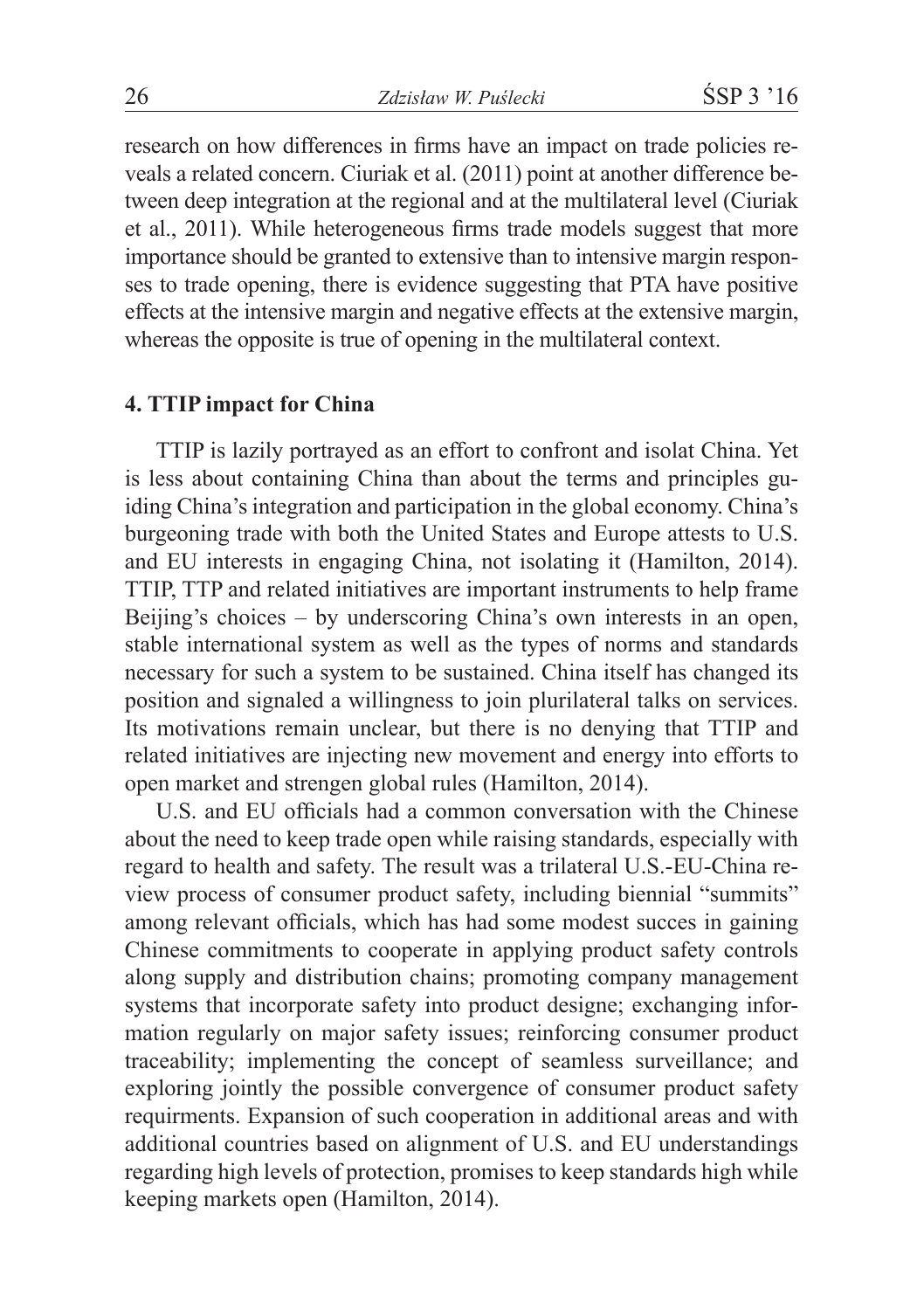research on how differences in firms have an impact on trade policies reveals a related concern. Ciuriak et al. (2011) point at another difference between deep integration at the regional and at the multilateral level (Ciuriak et al., 2011). While heterogeneous firms trade models suggest that more importance should be granted to extensive than to intensive margin responses to trade opening, there is evidence suggesting that PTA have positive effects at the intensive margin and negative effects at the extensive margin, whereas the opposite is true of opening in the multilateral context.

## 4. TTIP impact for China

TTIP is lazily portrayed as an effort to confront and isolat China. Yet is less about containing China than about the terms and principles guiding China's integration and participation in the global economy. China's burgeoning trade with both the United States and Europe attests to U.S. and EU interests in engaging China, not isolating it (Hamilton, 2014). TTIP, TTP and related initiatives are important instruments to help frame Beijing's choices – by underscoring China's own interests in an open, stable international system as well as the types of norms and standards necessary for such a system to be sustained. China itself has changed its position and signaled a willingness to join plurilateral talks on services. Its motivations remain unclear, but there is no denying that TTIP and related initiatives are injecting new movement and energy into efforts to open market and strengen global rules (Hamilton, 2014).

U.S. and EU officials had a common conversation with the Chinese about the need to keep trade open while raising standards, especially with regard to health and safety. The result was a trilateral U.S.-EU-China review process of consumer product safety, including biennial "summits" among relevant officials, which has had some modest succes in gaining Chinese commitments to cooperate in applying product safety controls along supply and distribution chains; promoting company management systems that incorporate safety into product designe; exchanging information regularly on major safety issues; reinforcing consumer product traceability; implementing the concept of seamless surveillance; and exploring jointly the possible convergence of consumer product safety requirments. Expansion of such cooperation in additional areas and with additional countries based on alignment of U.S. and EU understandings regarding high levels of protection, promises to keep standards high while keeping markets open (Hamilton, 2014).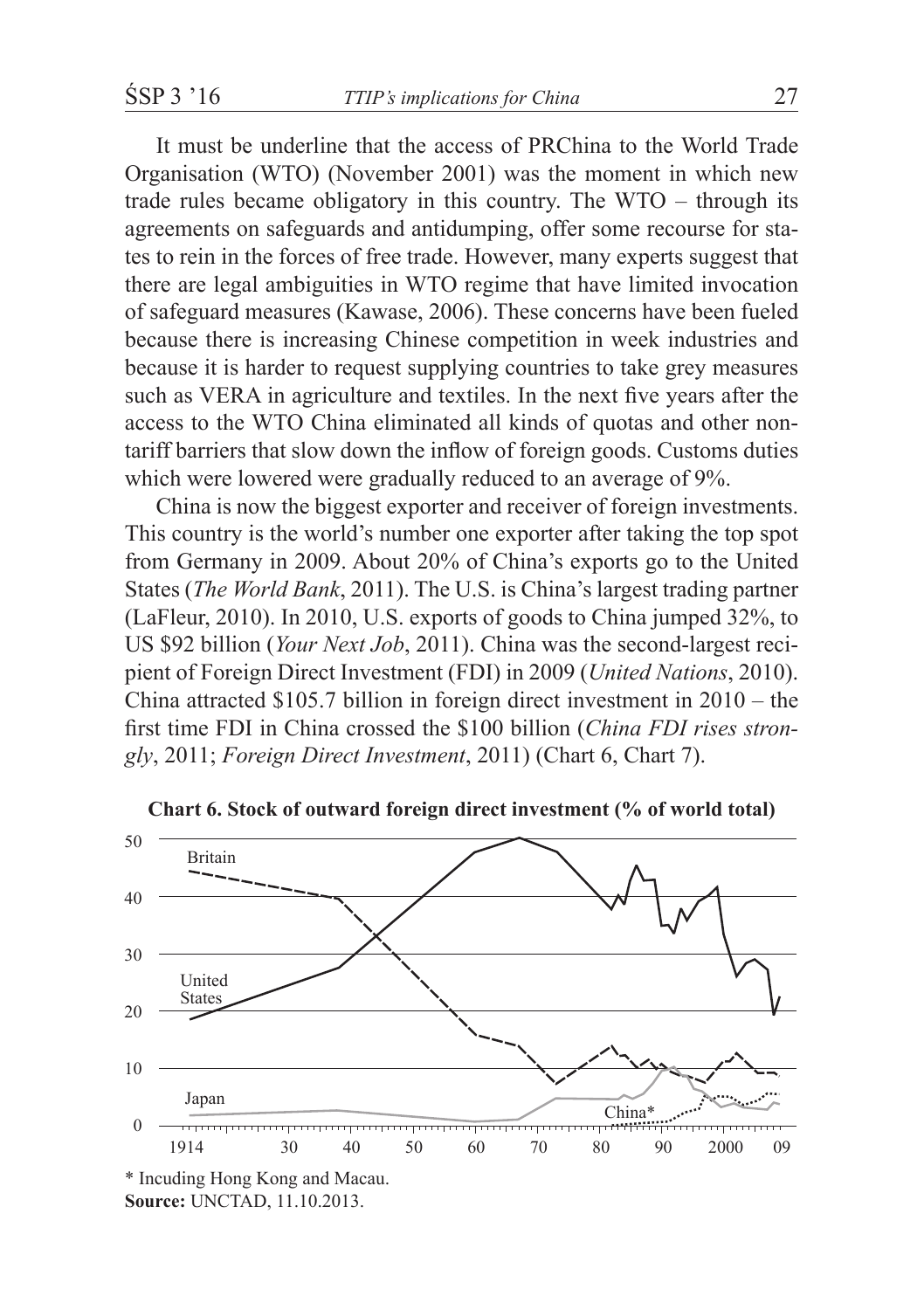It must be underline that the access of PRChina to the World Trade Organisation (WTO) (November 2001) was the moment in which new trade rules became obligatory in this country. The WTO – through its agreements on safeguards and antidumping, offer some recourse for states to rein in the forces of free trade. However, many experts suggest that there are legal ambiguities in WTO regime that have limited invocation of safeguard measures (Kawase, 2006). These concerns have been fueled because there is increasing Chinese competition in week industries and because it is harder to request supplying countries to take grey measures such as VERA in agriculture and textiles. In the next five years after the access to the WTO China eliminated all kinds of quotas and other non-tariff barriers that slow down the inflow of foreign goods. Customs duties which were lowered were gradually reduced to an average of 9%.

China is now the biggest exporter and receiver of foreign investments. This country is the world's number one exporter after taking the top spot from Germany in 2009. About 20% of China's exports go to the United States (*The World Bank*, 2011). The U.S. is China's largest trading partner (LaFleur, 2010). In 2010, U.S. exports of goods to China jumped 32%, to US $92 billion (*Your Next Job*, 2011). China was the second-largest recipient of Foreign Direct Investment (FDI) in 2009 (*United Nations*, 2010). China attracted $105.7 billion in foreign direct investment in 2010 – the first time FDI in China crossed the $100 billion (*China FDI rises strongly*, 2011; *Foreign Direct Investment*, 2011) (Chart 6, Chart 7).

**Chart 6. Stock of outward foreign direct investment (% of world total)**

\* Incuding Hong Kong and Macau.
**Source:** UNCTAD, 11.10.2013.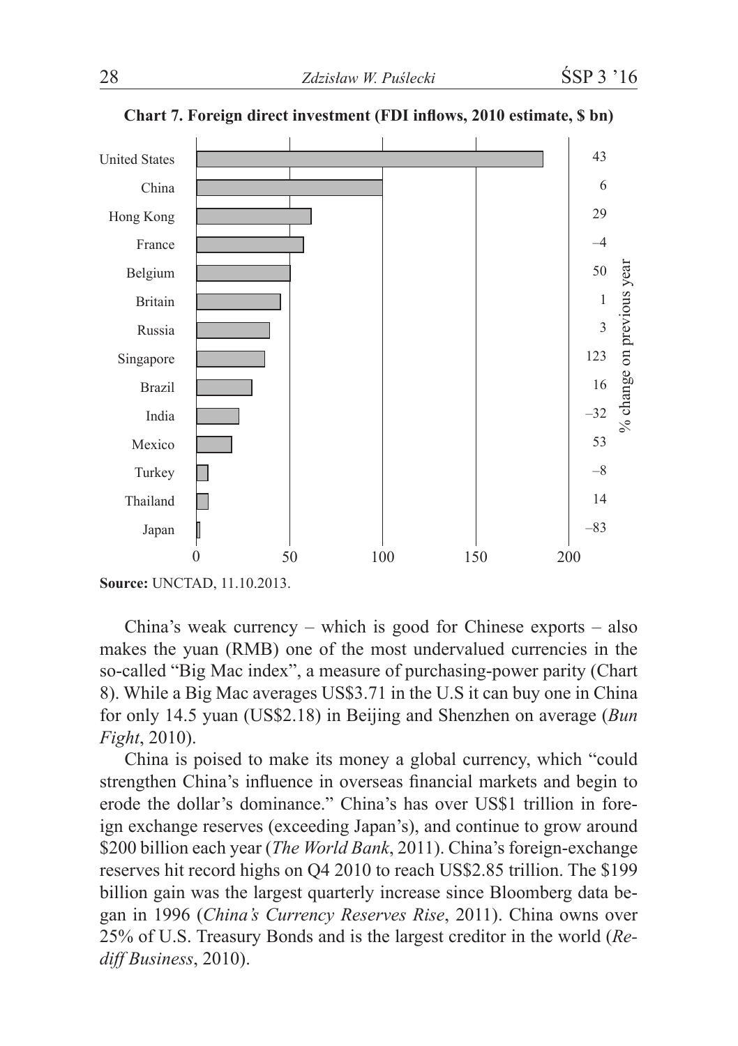**Chart 7. Foreign direct investment (FDI inflows, 2010 estimate, $ bn)**

| Country | % change on previous year |
|---|---|
| United States | 43 |
| China | 6 |
| Hong Kong | 29 |
| France | –4 |
| Belgium | 50 |
| Britain | 1 |
| Russia | 3 |
| Singapore | 123 |
| Brazil | 16 |
| India | –32 |
| Mexico | 53 |
| Turkey | –8 |
| Thailand | 14 |
| Japan | –83 |

**Source:** UNCTAD, 11.10.2013.

China's weak currency – which is good for Chinese exports – also makes the yuan (RMB) one of the most undervalued currencies in the so-called "Big Mac index", a measure of purchasing-power parity (Chart 8). While a Big Mac averages US$3.71 in the U.S it can buy one in China for only 14.5 yuan (US$2.18) in Beijing and Shenzhen on average (*Bun Fight*, 2010).

China is poised to make its money a global currency, which "could strengthen China's influence in overseas financial markets and begin to erode the dollar's dominance." China's has over US$1 trillion in foreign exchange reserves (exceeding Japan's), and continue to grow around $200 billion each year (*The World Bank*, 2011). China's foreign-exchange reserves hit record highs on Q4 2010 to reach US$2.85 trillion. The $199 billion gain was the largest quarterly increase since Bloomberg data began in 1996 (*China's Currency Reserves Rise*, 2011). China owns over 25% of U.S. Treasury Bonds and is the largest creditor in the world (*Rediff Business*, 2010).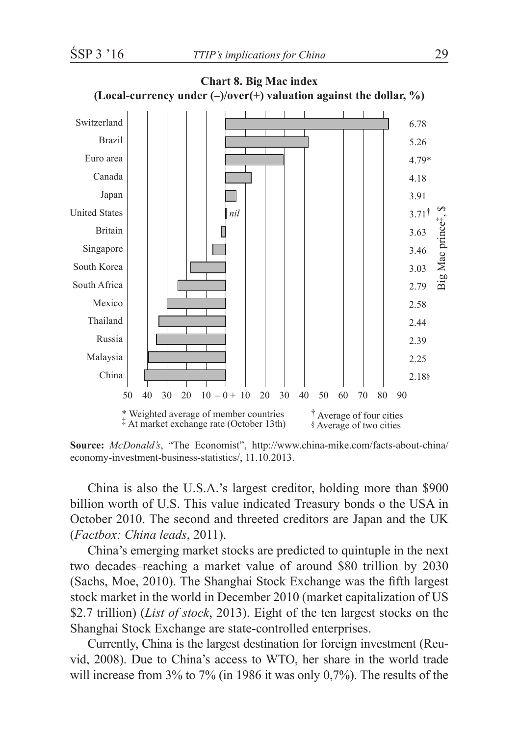**Chart 8. Big Mac index**
**(Local-currency under (–)/over(+) valuation against the dollar, %)**

| Country | Big Mac price‡, $ |
|---|---|
| Switzerland | 6.78 |
| Brazil | 5.26 |
| Euro area | 4.79* |
| Canada | 4.18 |
| Japan | 3.91 |
| United States (nil) | 3.71† |
| Britain | 3.63 |
| Singapore | 3.46 |
| South Korea | 3.03 |
| South Africa | 2.79 |
| Mexico | 2.58 |
| Thailand | 2.44 |
| Russia | 2.39 |
| Malaysia | 2.25 |
| China | 2.18§ |

\* Weighted average of member countries
‡ At market exchange rate (October 13th)
† Average of four cities
§ Average of two cities

**Source:** *McDonald's*, "The Economist", http://www.china-mike.com/facts-about-china/economy-investment-business-statistics/, 11.10.2013.

China is also the U.S.A.'s largest creditor, holding more than $900 billion worth of U.S. This value indicated Treasury bonds o the USA in October 2010. The second and threeted creditors are Japan and the UK (*Factbox: China leads*, 2011).

China's emerging market stocks are predicted to quintuple in the next two decades–reaching a market value of around $80 trillion by 2030 (Sachs, Moe, 2010). The Shanghai Stock Exchange was the fifth largest stock market in the world in December 2010 (market capitalization of US $2.7 trillion) (*List of stock*, 2013). Eight of the ten largest stocks on the Shanghai Stock Exchange are state-controlled enterprises.

Currently, China is the largest destination for foreign investment (Reuvid, 2008). Due to China's access to WTO, her share in the world trade will increase from 3% to 7% (in 1986 it was only 0,7%). The results of the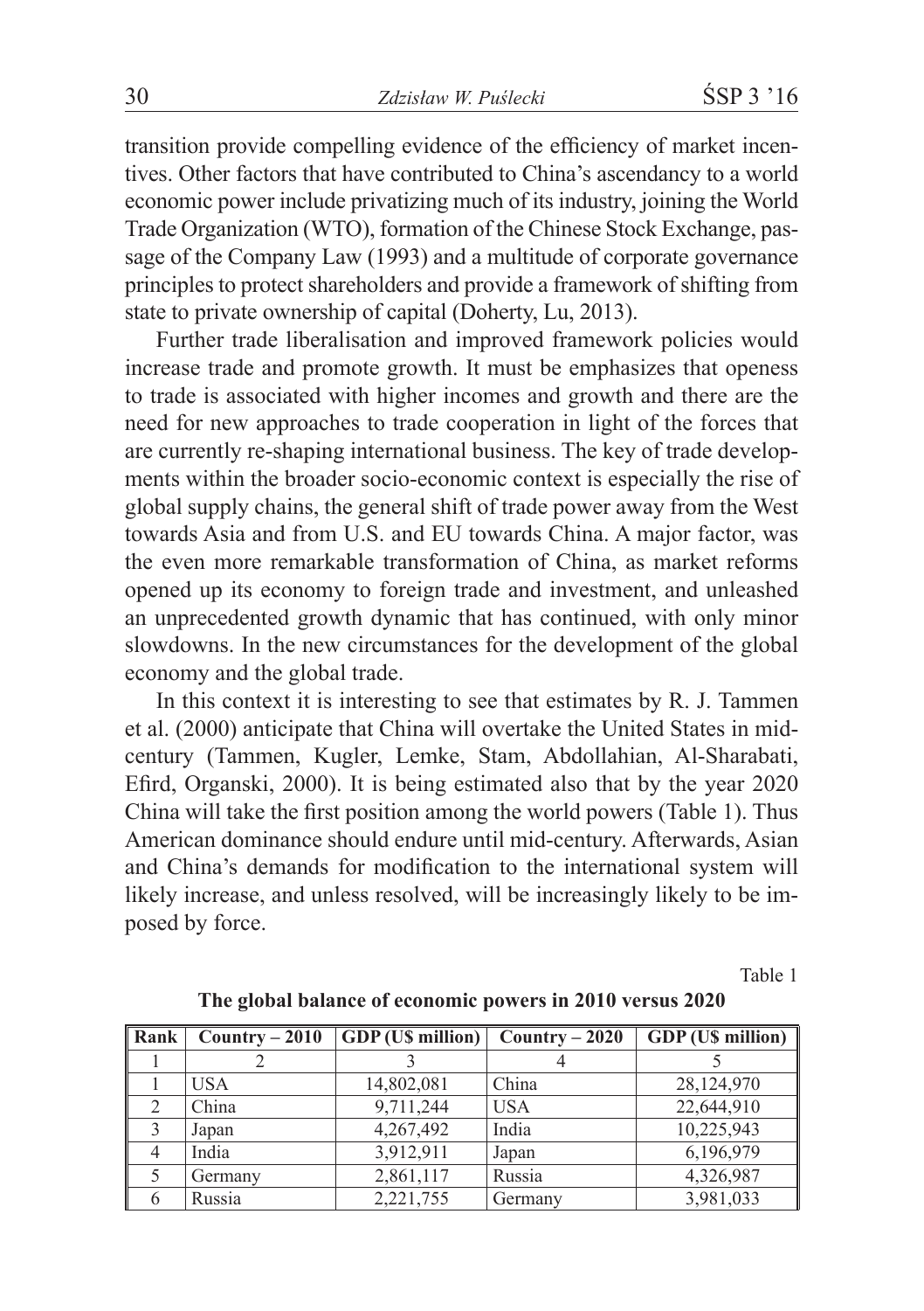transition provide compelling evidence of the efficiency of market incentives. Other factors that have contributed to China's ascendancy to a world economic power include privatizing much of its industry, joining the World Trade Organization (WTO), formation of the Chinese Stock Exchange, passage of the Company Law (1993) and a multitude of corporate governance principles to protect shareholders and provide a framework of shifting from state to private ownership of capital (Doherty, Lu, 2013).

Further trade liberalisation and improved framework policies would increase trade and promote growth. It must be emphasizes that openess to trade is associated with higher incomes and growth and there are the need for new approaches to trade cooperation in light of the forces that are currently re-shaping international business. The key of trade developments within the broader socio-economic context is especially the rise of global supply chains, the general shift of trade power away from the West towards Asia and from U.S. and EU towards China. A major factor, was the even more remarkable transformation of China, as market reforms opened up its economy to foreign trade and investment, and unleashed an unprecedented growth dynamic that has continued, with only minor slowdowns. In the new circumstances for the development of the global economy and the global trade.

In this context it is interesting to see that estimates by R. J. Tammen et al. (2000) anticipate that China will overtake the United States in mid-century (Tammen, Kugler, Lemke, Stam, Abdollahian, Al-Sharabati, Efird, Organski, 2000). It is being estimated also that by the year 2020 China will take the first position among the world powers (Table 1). Thus American dominance should endure until mid-century. Afterwards, Asian and China's demands for modification to the international system will likely increase, and unless resolved, will be increasingly likely to be imposed by force.

Table 1

**The global balance of economic powers in 2010 versus 2020**

| Rank | Country – 2010 | GDP (U$ million) | Country – 2020 | GDP (U$ million) |
|---|---|---|---|---|
| 1 | 2 | 3 | 4 | 5 |
| 1 | USA | 14,802,081 | China | 28,124,970 |
| 2 | China | 9,711,244 | USA | 22,644,910 |
| 3 | Japan | 4,267,492 | India | 10,225,943 |
| 4 | India | 3,912,911 | Japan | 6,196,979 |
| 5 | Germany | 2,861,117 | Russia | 4,326,987 |
| 6 | Russia | 2,221,755 | Germany | 3,981,033 |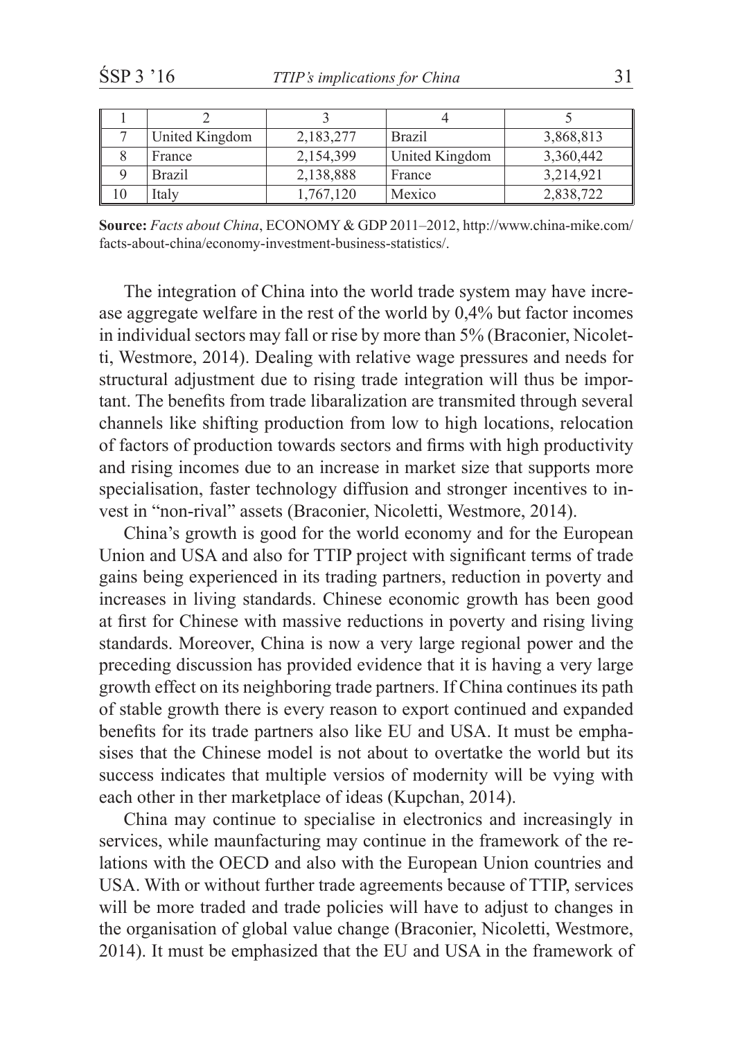| 1 | 2 | 3 | 4 | 5 |
|---|---|---|---|---|
| 7 | United Kingdom | 2,183,277 | Brazil | 3,868,813 |
| 8 | France | 2,154,399 | United Kingdom | 3,360,442 |
| 9 | Brazil | 2,138,888 | France | 3,214,921 |
| 10 | Italy | 1,767,120 | Mexico | 2,838,722 |

**Source:** *Facts about China*, ECONOMY & GDP 2011–2012, http://www.china-mike.com/facts-about-china/economy-investment-business-statistics/.

The integration of China into the world trade system may have increase aggregate welfare in the rest of the world by 0,4% but factor incomes in individual sectors may fall or rise by more than 5% (Braconier, Nicoletti, Westmore, 2014). Dealing with relative wage pressures and needs for structural adjustment due to rising trade integration will thus be important. The benefits from trade libaralization are transmited through several channels like shifting production from low to high locations, relocation of factors of production towards sectors and firms with high productivity and rising incomes due to an increase in market size that supports more specialisation, faster technology diffusion and stronger incentives to invest in "non-rival" assets (Braconier, Nicoletti, Westmore, 2014).

China's growth is good for the world economy and for the European Union and USA and also for TTIP project with significant terms of trade gains being experienced in its trading partners, reduction in poverty and increases in living standards. Chinese economic growth has been good at first for Chinese with massive reductions in poverty and rising living standards. Moreover, China is now a very large regional power and the preceding discussion has provided evidence that it is having a very large growth effect on its neighboring trade partners. If China continues its path of stable growth there is every reason to export continued and expanded benefits for its trade partners also like EU and USA. It must be emphasises that the Chinese model is not about to overtatke the world but its success indicates that multiple versios of modernity will be vying with each other in ther marketplace of ideas (Kupchan, 2014).

China may continue to specialise in electronics and increasingly in services, while maunfacturing may continue in the framework of the relations with the OECD and also with the European Union countries and USA. With or without further trade agreements because of TTIP, services will be more traded and trade policies will have to adjust to changes in the organisation of global value change (Braconier, Nicoletti, Westmore, 2014). It must be emphasized that the EU and USA in the framework of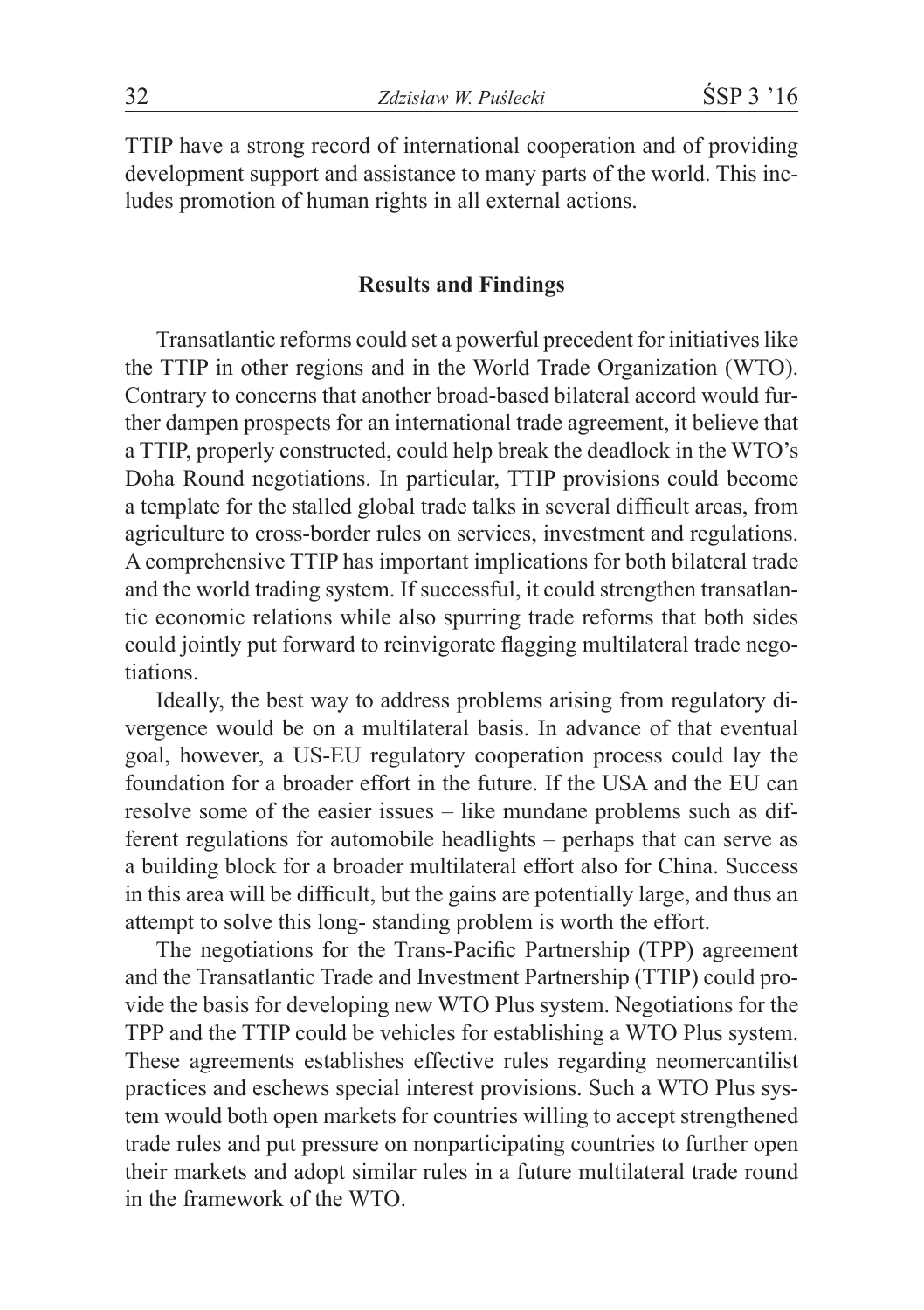TTIP have a strong record of international cooperation and of providing development support and assistance to many parts of the world. This includes promotion of human rights in all external actions.

## Results and Findings

Transatlantic reforms could set a powerful precedent for initiatives like the TTIP in other regions and in the World Trade Organization (WTO). Contrary to concerns that another broad-based bilateral accord would further dampen prospects for an international trade agreement, it believe that a TTIP, properly constructed, could help break the deadlock in the WTO's Doha Round negotiations. In particular, TTIP provisions could become a template for the stalled global trade talks in several difficult areas, from agriculture to cross-border rules on services, investment and regulations. A comprehensive TTIP has important implications for both bilateral trade and the world trading system. If successful, it could strengthen transatlantic economic relations while also spurring trade reforms that both sides could jointly put forward to reinvigorate flagging multilateral trade negotiations.

Ideally, the best way to address problems arising from regulatory divergence would be on a multilateral basis. In advance of that eventual goal, however, a US-EU regulatory cooperation process could lay the foundation for a broader effort in the future. If the USA and the EU can resolve some of the easier issues – like mundane problems such as different regulations for automobile headlights – perhaps that can serve as a building block for a broader multilateral effort also for China. Success in this area will be difficult, but the gains are potentially large, and thus an attempt to solve this long- standing problem is worth the effort.

The negotiations for the Trans-Pacific Partnership (TPP) agreement and the Transatlantic Trade and Investment Partnership (TTIP) could provide the basis for developing new WTO Plus system. Negotiations for the TPP and the TTIP could be vehicles for establishing a WTO Plus system. These agreements establishes effective rules regarding neomercantilist practices and eschews special interest provisions. Such a WTO Plus system would both open markets for countries willing to accept strengthened trade rules and put pressure on nonparticipating countries to further open their markets and adopt similar rules in a future multilateral trade round in the framework of the WTO.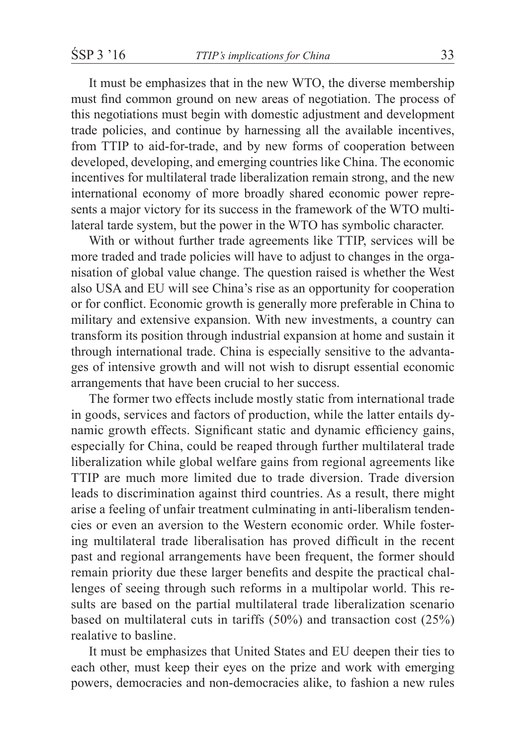It must be emphasizes that in the new WTO, the diverse membership must find common ground on new areas of negotiation. The process of this negotiations must begin with domestic adjustment and development trade policies, and continue by harnessing all the available incentives, from TTIP to aid-for-trade, and by new forms of cooperation between developed, developing, and emerging countries like China. The economic incentives for multilateral trade liberalization remain strong, and the new international economy of more broadly shared economic power represents a major victory for its success in the framework of the WTO multilateral tarde system, but the power in the WTO has symbolic character.

With or without further trade agreements like TTIP, services will be more traded and trade policies will have to adjust to changes in the organisation of global value change. The question raised is whether the West also USA and EU will see China's rise as an opportunity for cooperation or for conflict. Economic growth is generally more preferable in China to military and extensive expansion. With new investments, a country can transform its position through industrial expansion at home and sustain it through international trade. China is especially sensitive to the advantages of intensive growth and will not wish to disrupt essential economic arrangements that have been crucial to her success.

The former two effects include mostly static from international trade in goods, services and factors of production, while the latter entails dynamic growth effects. Significant static and dynamic efficiency gains, especially for China, could be reaped through further multilateral trade liberalization while global welfare gains from regional agreements like TTIP are much more limited due to trade diversion. Trade diversion leads to discrimination against third countries. As a result, there might arise a feeling of unfair treatment culminating in anti-liberalism tendencies or even an aversion to the Western economic order. While fostering multilateral trade liberalisation has proved difficult in the recent past and regional arrangements have been frequent, the former should remain priority due these larger benefits and despite the practical challenges of seeing through such reforms in a multipolar world. This results are based on the partial multilateral trade liberalization scenario based on multilateral cuts in tariffs (50%) and transaction cost (25%) realative to basline.

It must be emphasizes that United States and EU deepen their ties to each other, must keep their eyes on the prize and work with emerging powers, democracies and non-democracies alike, to fashion a new rules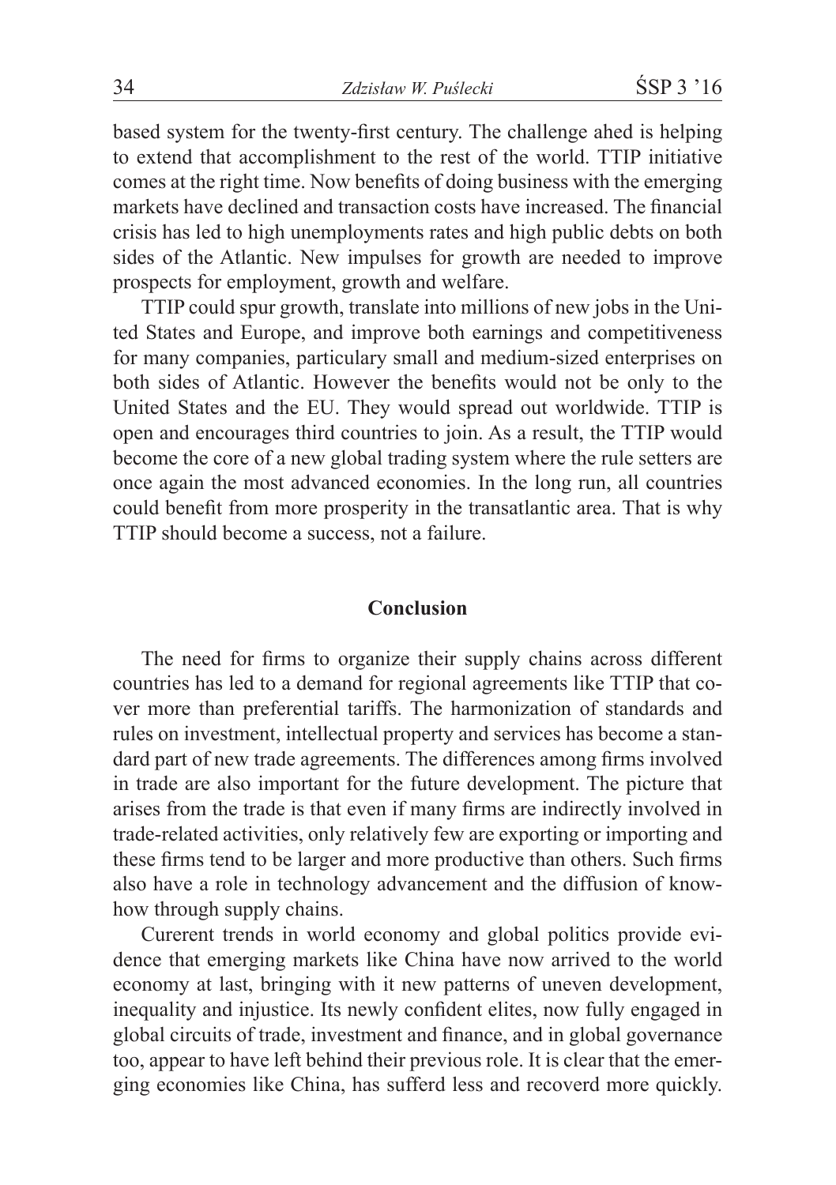based system for the twenty-first century. The challenge ahed is helping to extend that accomplishment to the rest of the world. TTIP initiative comes at the right time. Now benefits of doing business with the emerging markets have declined and transaction costs have increased. The financial crisis has led to high unemployments rates and high public debts on both sides of the Atlantic. New impulses for growth are needed to improve prospects for employment, growth and welfare.

TTIP could spur growth, translate into millions of new jobs in the United States and Europe, and improve both earnings and competitiveness for many companies, particulary small and medium-sized enterprises on both sides of Atlantic. However the benefits would not be only to the United States and the EU. They would spread out worldwide. TTIP is open and encourages third countries to join. As a result, the TTIP would become the core of a new global trading system where the rule setters are once again the most advanced economies. In the long run, all countries could benefit from more prosperity in the transatlantic area. That is why TTIP should become a success, not a failure.

## Conclusion

The need for firms to organize their supply chains across different countries has led to a demand for regional agreements like TTIP that cover more than preferential tariffs. The harmonization of standards and rules on investment, intellectual property and services has become a standard part of new trade agreements. The differences among firms involved in trade are also important for the future development. The picture that arises from the trade is that even if many firms are indirectly involved in trade-related activities, only relatively few are exporting or importing and these firms tend to be larger and more productive than others. Such firms also have a role in technology advancement and the diffusion of know-how through supply chains.

Curerent trends in world economy and global politics provide evidence that emerging markets like China have now arrived to the world economy at last, bringing with it new patterns of uneven development, inequality and injustice. Its newly confident elites, now fully engaged in global circuits of trade, investment and finance, and in global governance too, appear to have left behind their previous role. It is clear that the emerging economies like China, has sufferd less and recoverd more quickly.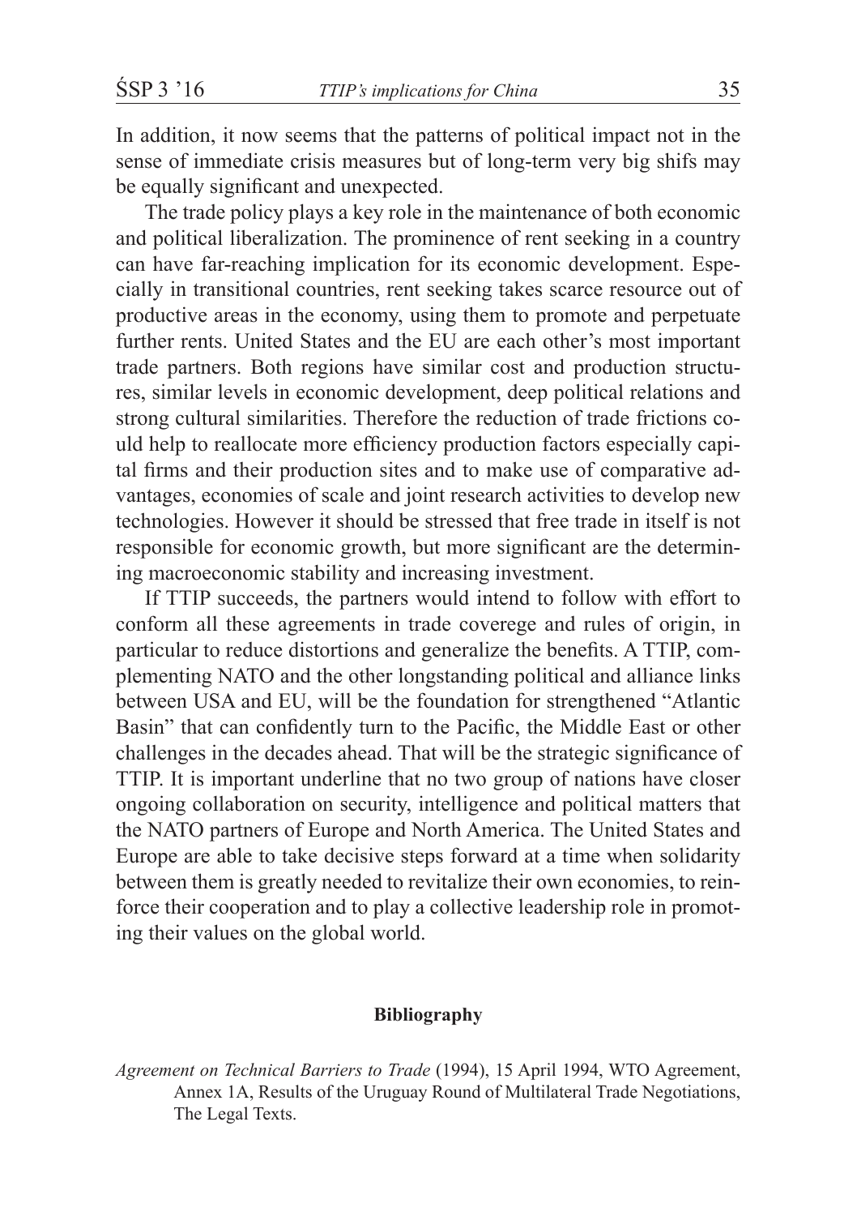In addition, it now seems that the patterns of political impact not in the sense of immediate crisis measures but of long-term very big shifs may be equally significant and unexpected.

The trade policy plays a key role in the maintenance of both economic and political liberalization. The prominence of rent seeking in a country can have far-reaching implication for its economic development. Especially in transitional countries, rent seeking takes scarce resource out of productive areas in the economy, using them to promote and perpetuate further rents. United States and the EU are each other's most important trade partners. Both regions have similar cost and production structures, similar levels in economic development, deep political relations and strong cultural similarities. Therefore the reduction of trade frictions could help to reallocate more efficiency production factors especially capital firms and their production sites and to make use of comparative advantages, economies of scale and joint research activities to develop new technologies. However it should be stressed that free trade in itself is not responsible for economic growth, but more significant are the determining macroeconomic stability and increasing investment.

If TTIP succeeds, the partners would intend to follow with effort to conform all these agreements in trade coverege and rules of origin, in particular to reduce distortions and generalize the benefits. A TTIP, complementing NATO and the other longstanding political and alliance links between USA and EU, will be the foundation for strengthened "Atlantic Basin" that can confidently turn to the Pacific, the Middle East or other challenges in the decades ahead. That will be the strategic significance of TTIP. It is important underline that no two group of nations have closer ongoing collaboration on security, intelligence and political matters that the NATO partners of Europe and North America. The United States and Europe are able to take decisive steps forward at a time when solidarity between them is greatly needed to revitalize their own economies, to reinforce their cooperation and to play a collective leadership role in promoting their values on the global world.

## Bibliography

*Agreement on Technical Barriers to Trade* (1994), 15 April 1994, WTO Agreement, Annex 1A, Results of the Uruguay Round of Multilateral Trade Negotiations, The Legal Texts.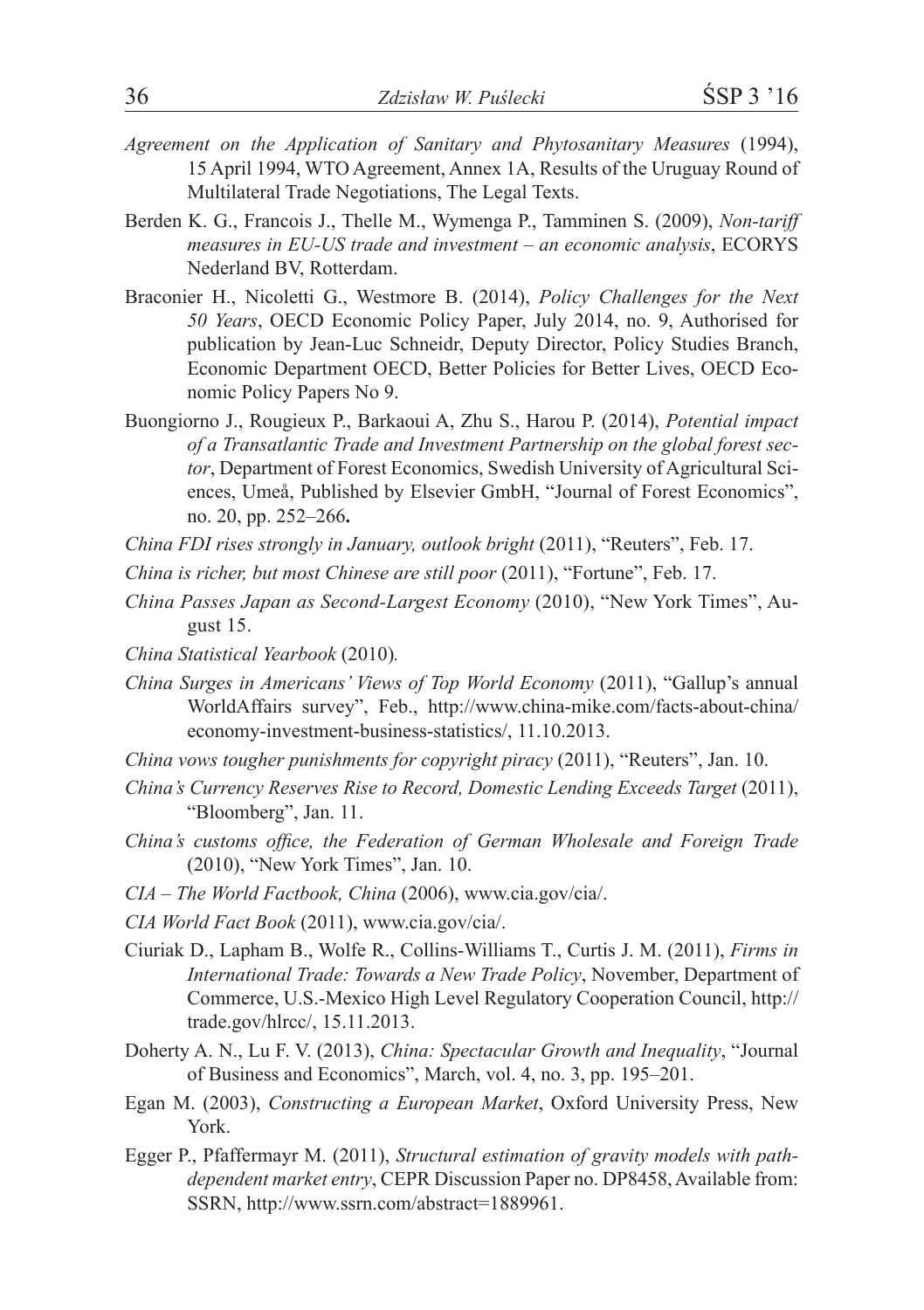*Agreement on the Application of Sanitary and Phytosanitary Measures* (1994), 15 April 1994, WTO Agreement, Annex 1A, Results of the Uruguay Round of Multilateral Trade Negotiations, The Legal Texts.

Berden K. G., Francois J., Thelle M., Wymenga P., Tamminen S. (2009), *Non-tariff measures in EU-US trade and investment – an economic analysis*, ECORYS Nederland BV, Rotterdam.

Braconier H., Nicoletti G., Westmore B. (2014), *Policy Challenges for the Next 50 Years*, OECD Economic Policy Paper, July 2014, no. 9, Authorised for publication by Jean-Luc Schneidr, Deputy Director, Policy Studies Branch, Economic Department OECD, Better Policies for Better Lives, OECD Economic Policy Papers No 9.

Buongiorno J., Rougieux P., Barkaoui A, Zhu S., Harou P. (2014), *Potential impact of a Transatlantic Trade and Investment Partnership on the global forest sector*, Department of Forest Economics, Swedish University of Agricultural Sciences, Umeå, Published by Elsevier GmbH, "Journal of Forest Economics", no. 20, pp. 252–266**.**

*China FDI rises strongly in January, outlook bright* (2011), "Reuters", Feb. 17.

*China is richer, but most Chinese are still poor* (2011), "Fortune", Feb. 17.

*China Passes Japan as Second-Largest Economy* (2010), "New York Times", August 15.

*China Statistical Yearbook* (2010)*.*

*China Surges in Americans' Views of Top World Economy* (2011), "Gallup's annual WorldAffairs survey", Feb., http://www.china-mike.com/facts-about-china/economy-investment-business-statistics/, 11.10.2013.

*China vows tougher punishments for copyright piracy* (2011), "Reuters", Jan. 10.

*China's Currency Reserves Rise to Record, Domestic Lending Exceeds Target* (2011), "Bloomberg", Jan. 11.

*China's customs office, the Federation of German Wholesale and Foreign Trade* (2010), "New York Times", Jan. 10.

*CIA – The World Factbook, China* (2006), www.cia.gov/cia/.

*CIA World Fact Book* (2011), www.cia.gov/cia/.

Ciuriak D., Lapham B., Wolfe R., Collins-Williams T., Curtis J. M. (2011), *Firms in International Trade: Towards a New Trade Policy*, November, Department of Commerce, U.S.-Mexico High Level Regulatory Cooperation Council, http://trade.gov/hlrcc/, 15.11.2013.

Doherty A. N., Lu F. V. (2013), *China: Spectacular Growth and Inequality*, "Journal of Business and Economics", March, vol. 4, no. 3, pp. 195–201.

Egan M. (2003), *Constructing a European Market*, Oxford University Press, New York.

Egger P., Pfaffermayr M. (2011), *Structural estimation of gravity models with path-dependent market entry*, CEPR Discussion Paper no. DP8458, Available from: SSRN, http://www.ssrn.com/abstract=1889961.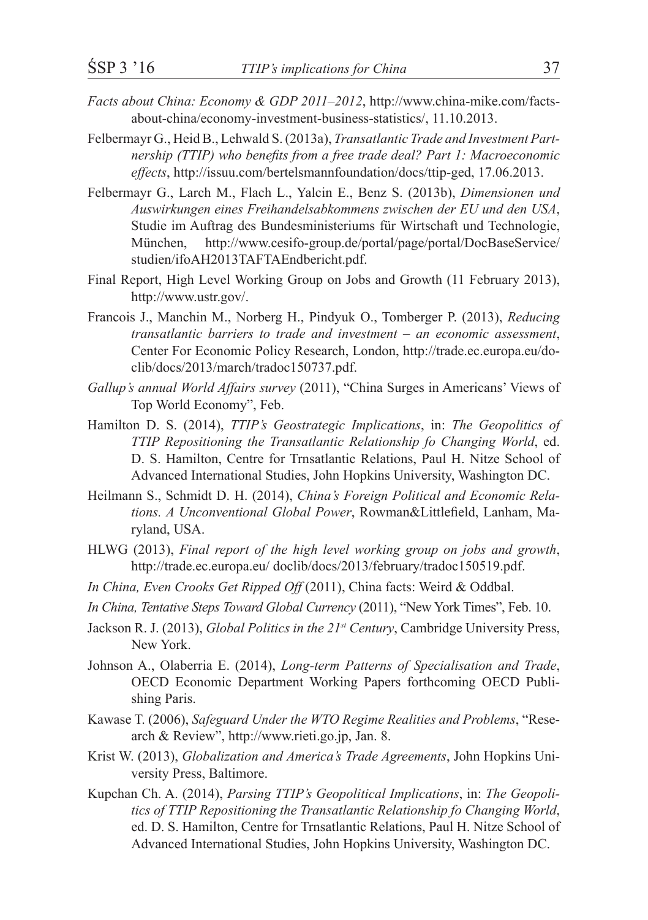*Facts about China: Economy & GDP 2011–2012*, http://www.china-mike.com/facts-about-china/economy-investment-business-statistics/, 11.10.2013.

Felbermayr G., Heid B., Lehwald S. (2013a), *Transatlantic Trade and Investment Partnership (TTIP) who benefits from a free trade deal? Part 1: Macroeconomic effects*, http://issuu.com/bertelsmannfoundation/docs/ttip-ged, 17.06.2013.

Felbermayr G., Larch M., Flach L., Yalcin E., Benz S. (2013b), *Dimensionen und Auswirkungen eines Freihandelsabkommens zwischen der EU und den USA*, Studie im Auftrag des Bundesministeriums für Wirtschaft und Technologie, München, http://www.cesifo-group.de/portal/page/portal/DocBaseService/studien/ifoAH2013TAFTAEndbericht.pdf.

Final Report, High Level Working Group on Jobs and Growth (11 February 2013), http://www.ustr.gov/.

Francois J., Manchin M., Norberg H., Pindyuk O., Tomberger P. (2013), *Reducing transatlantic barriers to trade and investment – an economic assessment*, Center For Economic Policy Research, London, http://trade.ec.europa.eu/doclib/docs/2013/march/tradoc150737.pdf.

*Gallup's annual World Affairs survey* (2011), "China Surges in Americans' Views of Top World Economy", Feb.

Hamilton D. S. (2014), *TTIP's Geostrategic Implications*, in: *The Geopolitics of TTIP Repositioning the Transatlantic Relationship fo Changing World*, ed. D. S. Hamilton, Centre for Trnsatlantic Relations, Paul H. Nitze School of Advanced International Studies, John Hopkins University, Washington DC.

Heilmann S., Schmidt D. H. (2014), *China's Foreign Political and Economic Relations. A Unconventional Global Power*, Rowman&Littlefield, Lanham, Maryland, USA.

HLWG (2013), *Final report of the high level working group on jobs and growth*, http://trade.ec.europa.eu/ doclib/docs/2013/february/tradoc150519.pdf.

*In China, Even Crooks Get Ripped Off* (2011), China facts: Weird & Oddbal.

*In China, Tentative Steps Toward Global Currency* (2011), "New York Times", Feb. 10.

Jackson R. J. (2013), *Global Politics in the 21st Century*, Cambridge University Press, New York.

Johnson A., Olaberria E. (2014), *Long-term Patterns of Specialisation and Trade*, OECD Economic Department Working Papers forthcoming OECD Publishing Paris.

Kawase T. (2006), *Safeguard Under the WTO Regime Realities and Problems*, "Research & Review", http://www.rieti.go.jp, Jan. 8.

Krist W. (2013), *Globalization and America's Trade Agreements*, John Hopkins University Press, Baltimore.

Kupchan Ch. A. (2014), *Parsing TTIP's Geopolitical Implications*, in: *The Geopolitics of TTIP Repositioning the Transatlantic Relationship fo Changing World*, ed. D. S. Hamilton, Centre for Trnsatlantic Relations, Paul H. Nitze School of Advanced International Studies, John Hopkins University, Washington DC.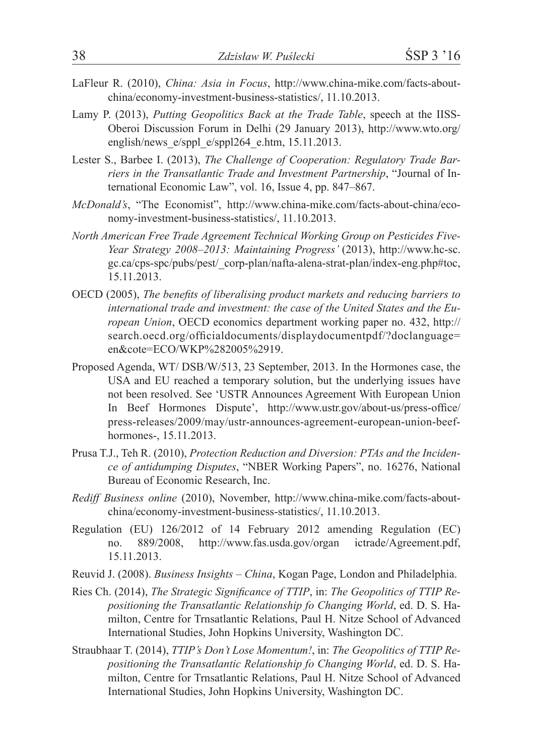LaFleur R. (2010), *China: Asia in Focus*, http://www.china-mike.com/facts-about-china/economy-investment-business-statistics/, 11.10.2013.

Lamy P. (2013), *Putting Geopolitics Back at the Trade Table*, speech at the IISS-Oberoi Discussion Forum in Delhi (29 January 2013), http://www.wto.org/english/news_e/sppl_e/sppl264_e.htm, 15.11.2013.

Lester S., Barbee I. (2013), *The Challenge of Cooperation: Regulatory Trade Barriers in the Transatlantic Trade and Investment Partnership*, "Journal of International Economic Law", vol. 16, Issue 4, pp. 847–867.

*McDonald's*, "The Economist", http://www.china-mike.com/facts-about-china/economy-investment-business-statistics/, 11.10.2013.

*North American Free Trade Agreement Technical Working Group on Pesticides Five-Year Strategy 2008–2013: Maintaining Progress'* (2013), http://www.hc-sc.gc.ca/cps-spc/pubs/pest/_corp-plan/nafta-alena-strat-plan/index-eng.php#toc, 15.11.2013.

OECD (2005), *The benefits of liberalising product markets and reducing barriers to international trade and investment: the case of the United States and the European Union*, OECD economics department working paper no. 432, http://search.oecd.org/officialdocuments/displaydocumentpdf/?doclanguage=en&cote=ECO/WKP%282005%2919.

Proposed Agenda, WT/ DSB/W/513, 23 September, 2013. In the Hormones case, the USA and EU reached a temporary solution, but the underlying issues have not been resolved. See 'USTR Announces Agreement With European Union In Beef Hormones Dispute', http://www.ustr.gov/about-us/press-office/press-releases/2009/may/ustr-announces-agreement-european-union-beef-hormones-, 15.11.2013.

Prusa T.J., Teh R. (2010), *Protection Reduction and Diversion: PTAs and the Incidence of antidumping Disputes*, "NBER Working Papers", no. 16276, National Bureau of Economic Research, Inc.

*Rediff Business online* (2010), November, http://www.china-mike.com/facts-about-china/economy-investment-business-statistics/, 11.10.2013.

Regulation (EU) 126/2012 of 14 February 2012 amending Regulation (EC) no. 889/2008, http://www.fas.usda.gov/organ ictrade/Agreement.pdf, 15.11.2013.

Reuvid J. (2008). *Business Insights – China*, Kogan Page, London and Philadelphia.

Ries Ch. (2014), *The Strategic Significance of TTIP*, in: *The Geopolitics of TTIP Repositioning the Transatlantic Relationship fo Changing World*, ed. D. S. Hamilton, Centre for Trnsatlantic Relations, Paul H. Nitze School of Advanced International Studies, John Hopkins University, Washington DC.

Straubhaar T. (2014), *TTIP's Don't Lose Momentum!*, in: *The Geopolitics of TTIP Repositioning the Transatlantic Relationship fo Changing World*, ed. D. S. Hamilton, Centre for Trnsatlantic Relations, Paul H. Nitze School of Advanced International Studies, John Hopkins University, Washington DC.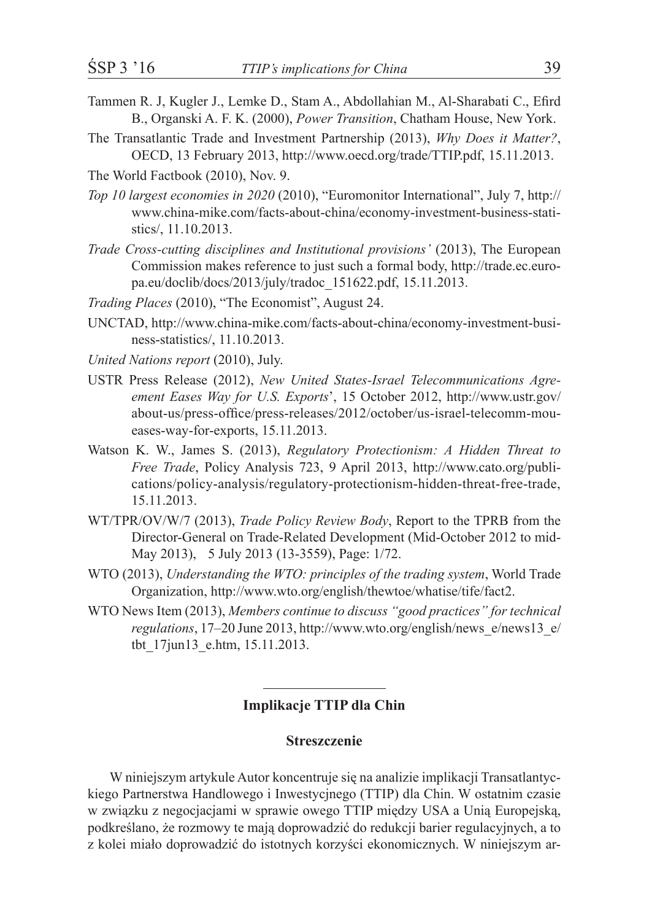Tammen R. J, Kugler J., Lemke D., Stam A., Abdollahian M., Al-Sharabati C., Efird B., Organski A. F. K. (2000), *Power Transition*, Chatham House, New York.

The Transatlantic Trade and Investment Partnership (2013), *Why Does it Matter?*, OECD, 13 February 2013, http://www.oecd.org/trade/TTIP.pdf, 15.11.2013.

The World Factbook (2010), Nov. 9.

*Top 10 largest economies in 2020* (2010), "Euromonitor International", July 7, http://www.china-mike.com/facts-about-china/economy-investment-business-statistics/, 11.10.2013.

*Trade Cross-cutting disciplines and Institutional provisions'* (2013), The European Commission makes reference to just such a formal body, http://trade.ec.europa.eu/doclib/docs/2013/july/tradoc_151622.pdf, 15.11.2013.

*Trading Places* (2010), "The Economist", August 24.

UNCTAD, http://www.china-mike.com/facts-about-china/economy-investment-business-statistics/, 11.10.2013.

*United Nations report* (2010), July.

USTR Press Release (2012), *New United States-Israel Telecommunications Agreement Eases Way for U.S. Exports*', 15 October 2012, http://www.ustr.gov/about-us/press-office/press-releases/2012/october/us-israel-telecomm-mou-eases-way-for-exports, 15.11.2013.

Watson K. W., James S. (2013), *Regulatory Protectionism: A Hidden Threat to Free Trade*, Policy Analysis 723, 9 April 2013, http://www.cato.org/publications/policy-analysis/regulatory-protectionism-hidden-threat-free-trade, 15.11.2013.

WT/TPR/OV/W/7 (2013), *Trade Policy Review Body*, Report to the TPRB from the Director-General on Trade-Related Development (Mid-October 2012 to mid-May 2013), 5 July 2013 (13-3559), Page: 1/72.

WTO (2013), *Understanding the WTO: principles of the trading system*, World Trade Organization, http://www.wto.org/english/thewtoe/whatise/tife/fact2.

WTO News Item (2013), *Members continue to discuss "good practices" for technical regulations*, 17–20 June 2013, http://www.wto.org/english/news_e/news13_e/tbt_17jun13_e.htm, 15.11.2013.

---

## Implikacje TTIP dla Chin

### Streszczenie

W niniejszym artykule Autor koncentruje się na analizie implikacji Transatlantyckiego Partnerstwa Handlowego i Inwestycyjnego (TTIP) dla Chin. W ostatnim czasie w związku z negocjacjami w sprawie owego TTIP między USA a Unią Europejską, podkreślano, że rozmowy te mają doprowadzić do redukcji barier regulacyjnych, a to z kolei miało doprowadzić do istotnych korzyści ekonomicznych. W niniejszym ar-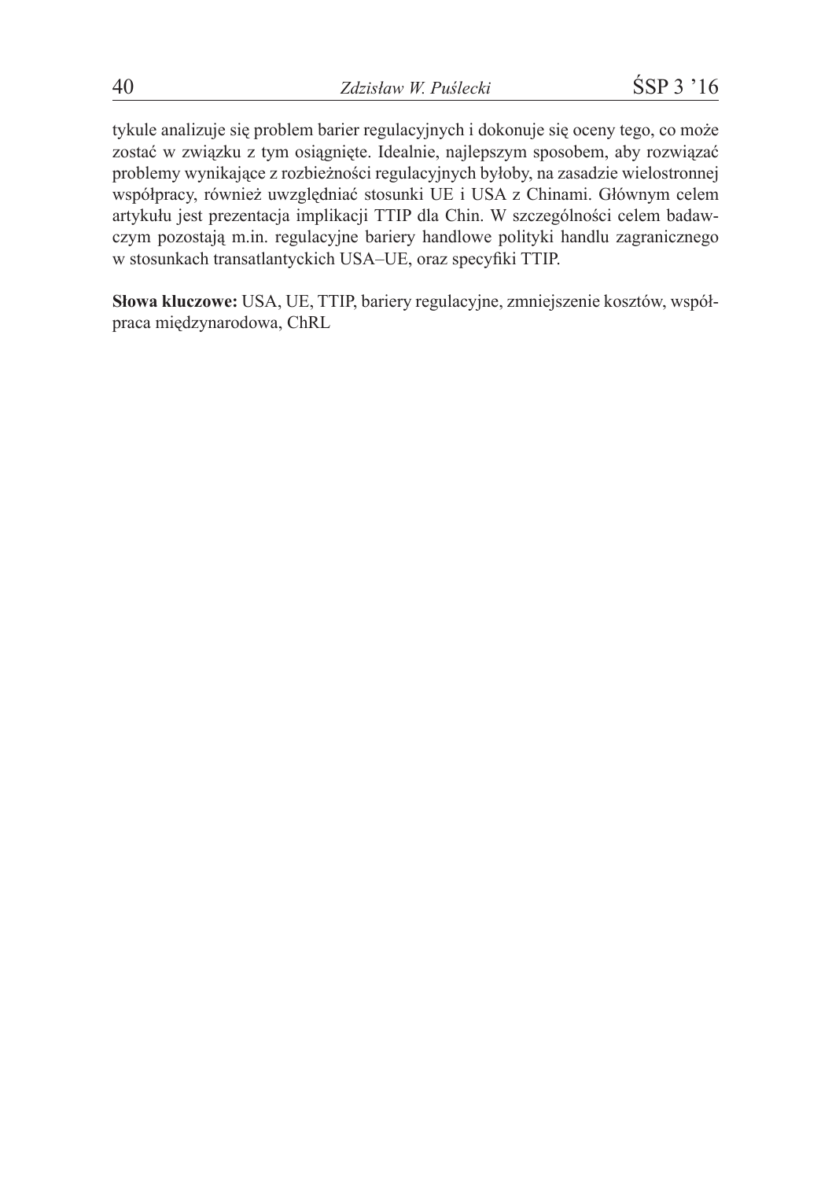tykule analizuje się problem barier regulacyjnych i dokonuje się oceny tego, co może zostać w związku z tym osiągnięte. Idealnie, najlepszym sposobem, aby rozwiązać problemy wynikające z rozbieżności regulacyjnych byłoby, na zasadzie wielostronnej współpracy, również uwzględniać stosunki UE i USA z Chinami. Głównym celem artykułu jest prezentacja implikacji TTIP dla Chin. W szczególności celem badawczym pozostają m.in. regulacyjne bariery handlowe polityki handlu zagranicznego w stosunkach transatlantyckich USA–UE, oraz specyfiki TTIP.

**Słowa kluczowe:** USA, UE, TTIP, bariery regulacyjne, zmniejszenie kosztów, współpraca międzynarodowa, ChRL